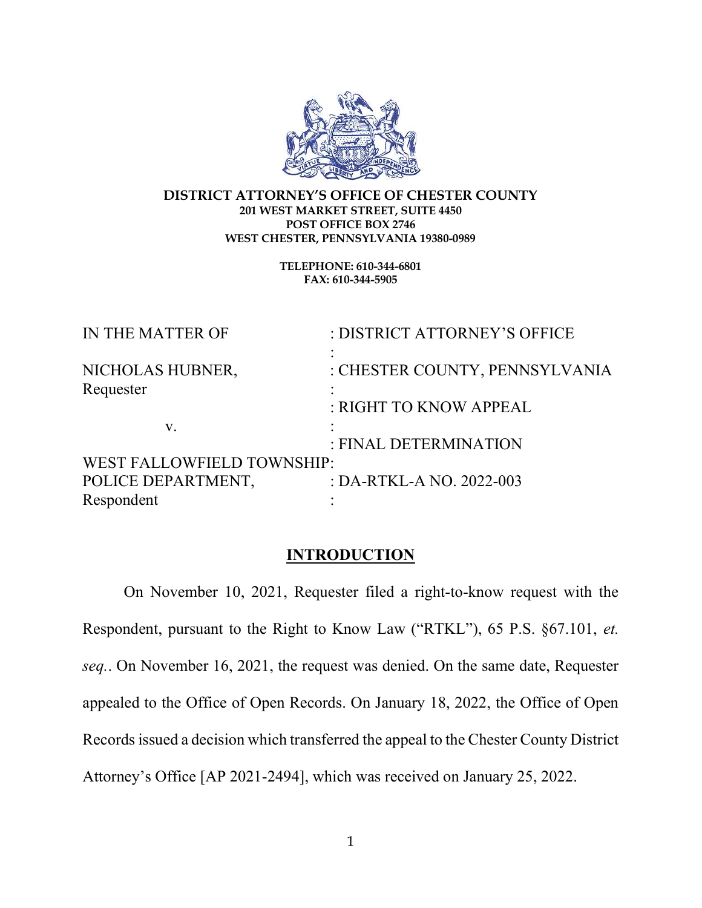**DISTRICT ATTORNEY'S OFFICE OF CHESTER COUNTY**
**201 WEST MARKET STREET, SUITE 4450**
**POST OFFICE BOX 2746**
**WEST CHESTER, PENNSYLVANIA 19380-0989**

**TELEPHONE: 610-344-6801**
**FAX: 610-344-5905**

| | |
|---|---|
| IN THE MATTER OF | : DISTRICT ATTORNEY'S OFFICE |
| | : |
| NICHOLAS HUBNER, | : CHESTER COUNTY, PENNSYLVANIA |
| Requester | : |
| | : RIGHT TO KNOW APPEAL |
| v. | : |
| | : FINAL DETERMINATION |
| WEST FALLOWFIELD TOWNSHIP | : |
| POLICE DEPARTMENT, | : DA-RTKL-A NO. 2022-003 |
| Respondent | : |

## INTRODUCTION

On November 10, 2021, Requester filed a right-to-know request with the Respondent, pursuant to the Right to Know Law ("RTKL"), 65 P.S. §67.101, *et. seq.*. On November 16, 2021, the request was denied. On the same date, Requester appealed to the Office of Open Records. On January 18, 2022, the Office of Open Records issued a decision which transferred the appeal to the Chester County District Attorney's Office [AP 2021-2494], which was received on January 25, 2022.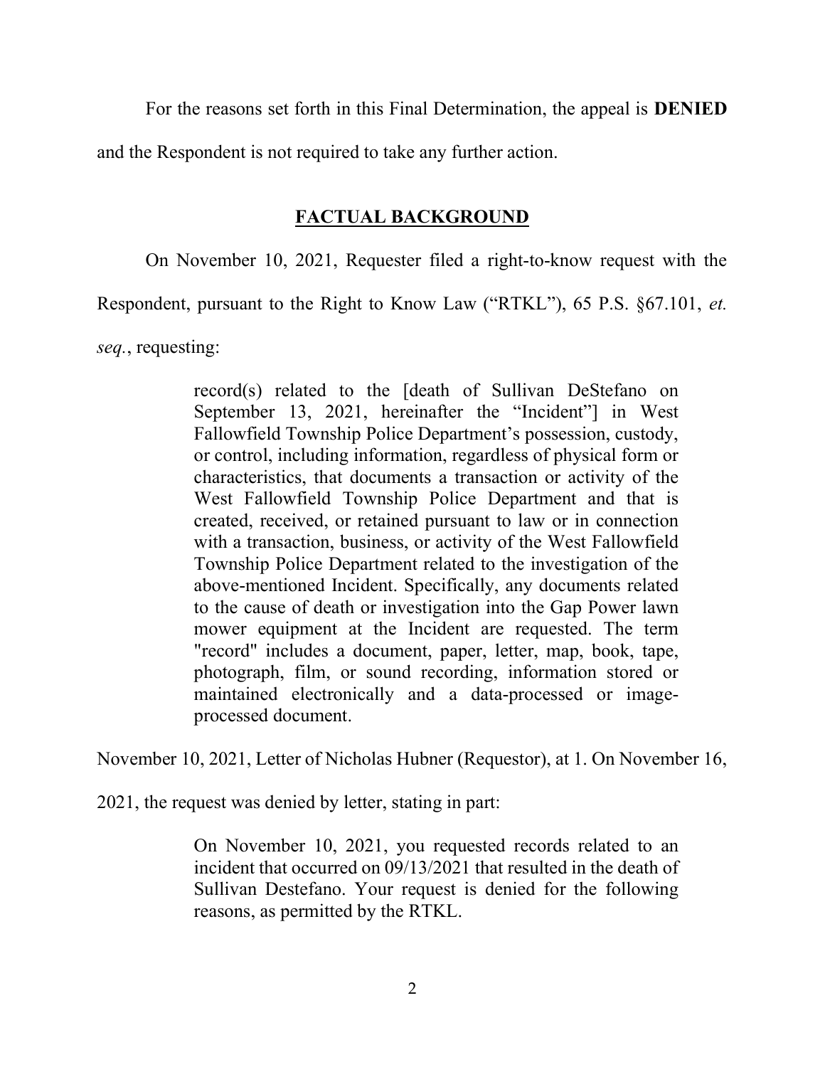For the reasons set forth in this Final Determination, the appeal is **DENIED** and the Respondent is not required to take any further action.

## FACTUAL BACKGROUND

On November 10, 2021, Requester filed a right-to-know request with the Respondent, pursuant to the Right to Know Law ("RTKL"), 65 P.S. §67.101, *et. seq.*, requesting:

> record(s) related to the [death of Sullivan DeStefano on September 13, 2021, hereinafter the "Incident"] in West Fallowfield Township Police Department's possession, custody, or control, including information, regardless of physical form or characteristics, that documents a transaction or activity of the West Fallowfield Township Police Department and that is created, received, or retained pursuant to law or in connection with a transaction, business, or activity of the West Fallowfield Township Police Department related to the investigation of the above-mentioned Incident. Specifically, any documents related to the cause of death or investigation into the Gap Power lawn mower equipment at the Incident are requested. The term "record" includes a document, paper, letter, map, book, tape, photograph, film, or sound recording, information stored or maintained electronically and a data-processed or image-processed document.

November 10, 2021, Letter of Nicholas Hubner (Requestor), at 1. On November 16, 2021, the request was denied by letter, stating in part:

> On November 10, 2021, you requested records related to an incident that occurred on 09/13/2021 that resulted in the death of Sullivan Destefano. Your request is denied for the following reasons, as permitted by the RTKL.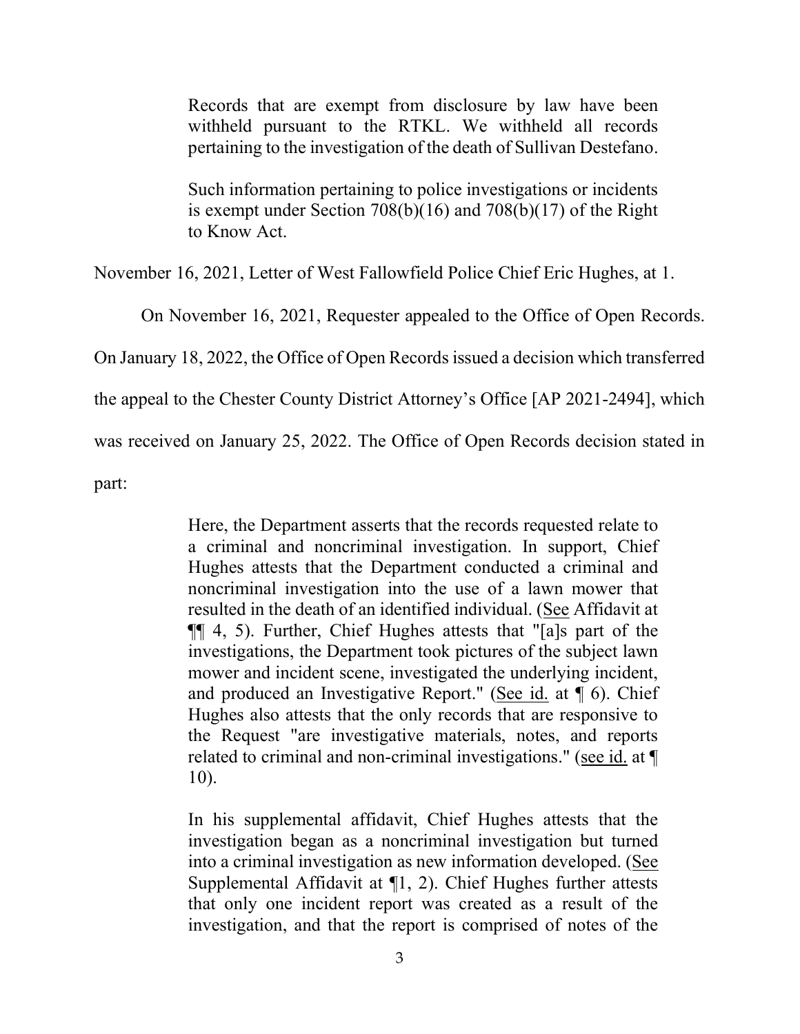> Records that are exempt from disclosure by law have been withheld pursuant to the RTKL. We withheld all records pertaining to the investigation of the death of Sullivan Destefano.
>
> Such information pertaining to police investigations or incidents is exempt under Section 708(b)(16) and 708(b)(17) of the Right to Know Act.

November 16, 2021, Letter of West Fallowfield Police Chief Eric Hughes, at 1.

On November 16, 2021, Requester appealed to the Office of Open Records. On January 18, 2022, the Office of Open Records issued a decision which transferred the appeal to the Chester County District Attorney's Office [AP 2021-2494], which was received on January 25, 2022. The Office of Open Records decision stated in part:

> Here, the Department asserts that the records requested relate to a criminal and noncriminal investigation. In support, Chief Hughes attests that the Department conducted a criminal and noncriminal investigation into the use of a lawn mower that resulted in the death of an identified individual. (See Affidavit at ¶¶ 4, 5). Further, Chief Hughes attests that "[a]s part of the investigations, the Department took pictures of the subject lawn mower and incident scene, investigated the underlying incident, and produced an Investigative Report." (See id. at ¶ 6). Chief Hughes also attests that the only records that are responsive to the Request "are investigative materials, notes, and reports related to criminal and non-criminal investigations." (see id. at ¶ 10).
>
> In his supplemental affidavit, Chief Hughes attests that the investigation began as a noncriminal investigation but turned into a criminal investigation as new information developed. (See Supplemental Affidavit at ¶1, 2). Chief Hughes further attests that only one incident report was created as a result of the investigation, and that the report is comprised of notes of the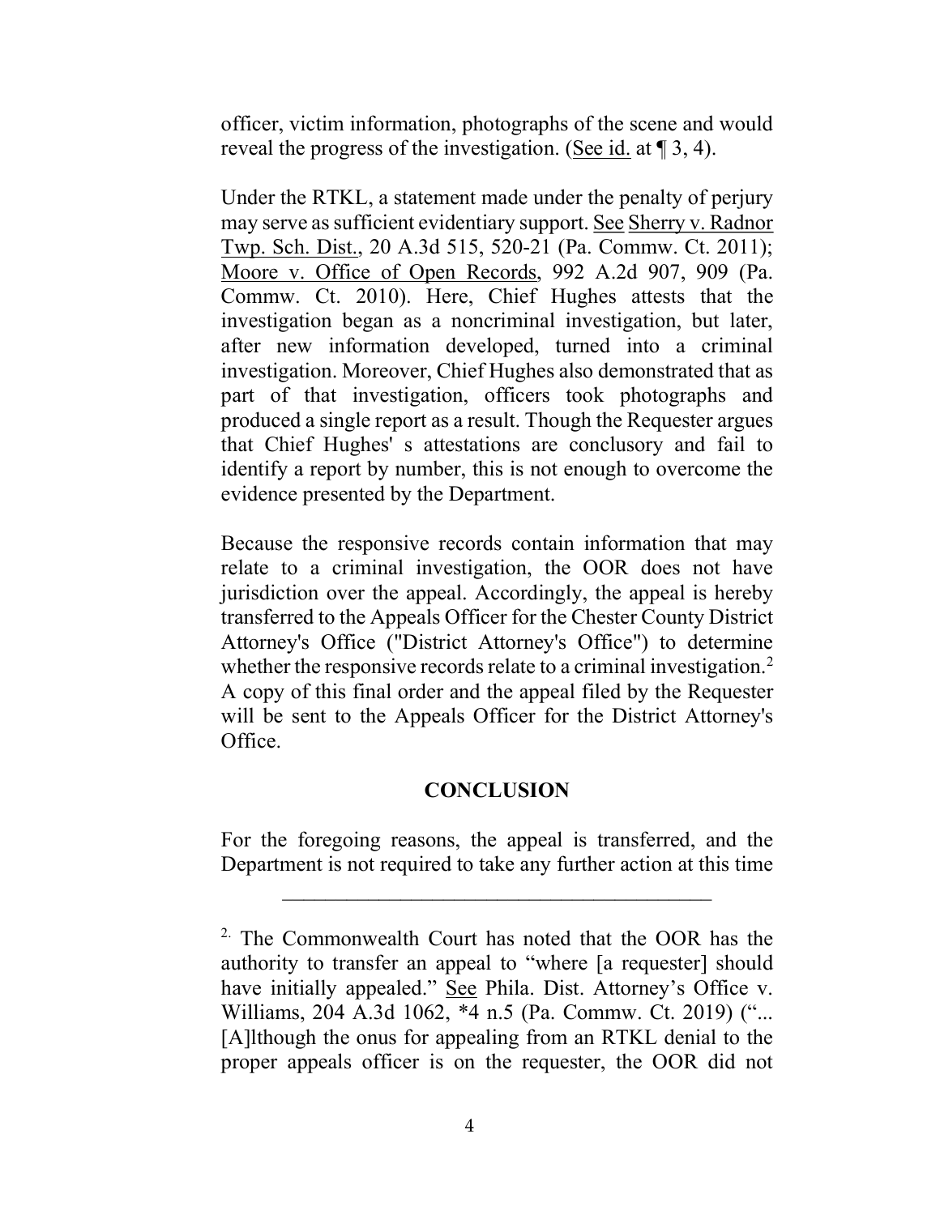officer, victim information, photographs of the scene and would reveal the progress of the investigation. (See id. at ¶ 3, 4).

Under the RTKL, a statement made under the penalty of perjury may serve as sufficient evidentiary support. See Sherry v. Radnor Twp. Sch. Dist., 20 A.3d 515, 520-21 (Pa. Commw. Ct. 2011); Moore v. Office of Open Records, 992 A.2d 907, 909 (Pa. Commw. Ct. 2010). Here, Chief Hughes attests that the investigation began as a noncriminal investigation, but later, after new information developed, turned into a criminal investigation. Moreover, Chief Hughes also demonstrated that as part of that investigation, officers took photographs and produced a single report as a result. Though the Requester argues that Chief Hughes' s attestations are conclusory and fail to identify a report by number, this is not enough to overcome the evidence presented by the Department.

Because the responsive records contain information that may relate to a criminal investigation, the OOR does not have jurisdiction over the appeal. Accordingly, the appeal is hereby transferred to the Appeals Officer for the Chester County District Attorney's Office ("District Attorney's Office") to determine whether the responsive records relate to a criminal investigation.[2] A copy of this final order and the appeal filed by the Requester will be sent to the Appeals Officer for the District Attorney's Office.

## CONCLUSION

For the foregoing reasons, the appeal is transferred, and the Department is not required to take any further action at this time

---

[2] The Commonwealth Court has noted that the OOR has the authority to transfer an appeal to "where [a requester] should have initially appealed." See Phila. Dist. Attorney's Office v. Williams, 204 A.3d 1062, *4 n.5 (Pa. Commw. Ct. 2019) ("... [A]lthough the onus for appealing from an RTKL denial to the proper appeals officer is on the requester, the OOR did not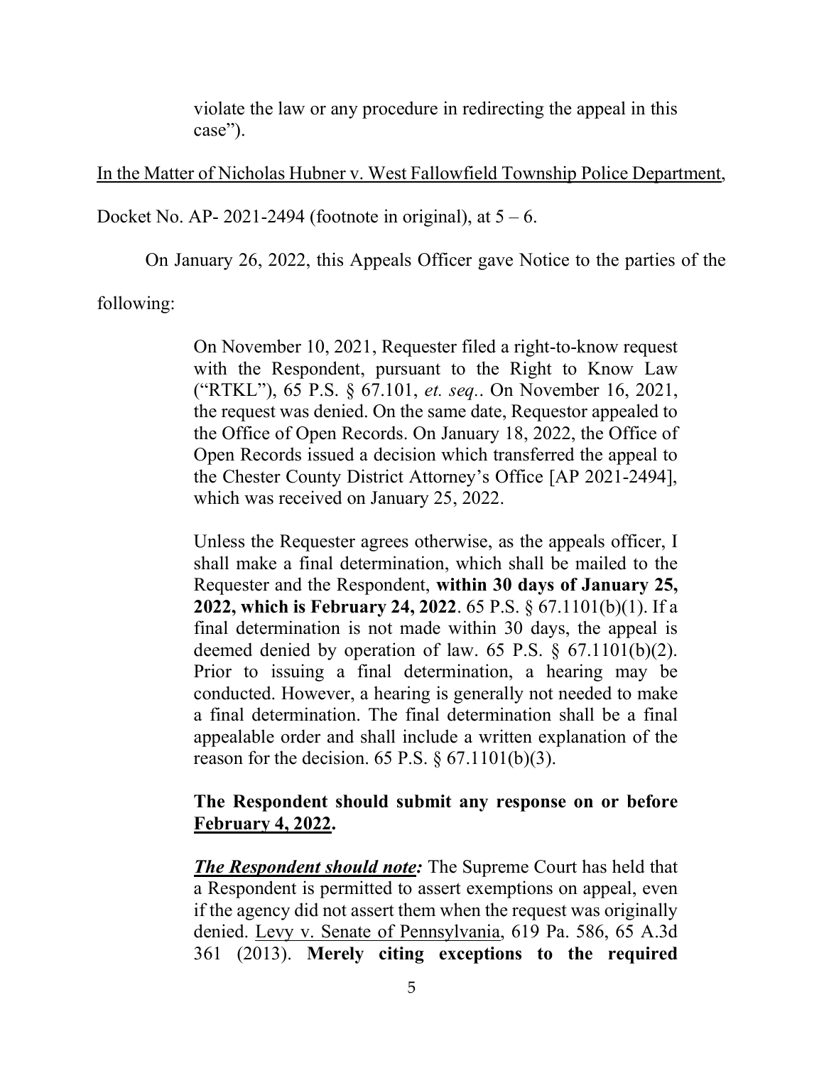> violate the law or any procedure in redirecting the appeal in this case").

In the Matter of Nicholas Hubner v. West Fallowfield Township Police Department, Docket No. AP- 2021-2494 (footnote in original), at 5 – 6.

On January 26, 2022, this Appeals Officer gave Notice to the parties of the following:

> On November 10, 2021, Requester filed a right-to-know request with the Respondent, pursuant to the Right to Know Law ("RTKL"), 65 P.S. § 67.101, *et. seq.*. On November 16, 2021, the request was denied. On the same date, Requestor appealed to the Office of Open Records. On January 18, 2022, the Office of Open Records issued a decision which transferred the appeal to the Chester County District Attorney's Office [AP 2021-2494], which was received on January 25, 2022.
>
> Unless the Requester agrees otherwise, as the appeals officer, I shall make a final determination, which shall be mailed to the Requester and the Respondent, **within 30 days of January 25, 2022, which is February 24, 2022**. 65 P.S. § 67.1101(b)(1). If a final determination is not made within 30 days, the appeal is deemed denied by operation of law. 65 P.S. § 67.1101(b)(2). Prior to issuing a final determination, a hearing may be conducted. However, a hearing is generally not needed to make a final determination. The final determination shall be a final appealable order and shall include a written explanation of the reason for the decision. 65 P.S. § 67.1101(b)(3).
>
> **The Respondent should submit any response on or before February 4, 2022.**
>
> ***The Respondent should note:*** The Supreme Court has held that a Respondent is permitted to assert exemptions on appeal, even if the agency did not assert them when the request was originally denied. Levy v. Senate of Pennsylvania, 619 Pa. 586, 65 A.3d 361 (2013). **Merely citing exceptions to the required**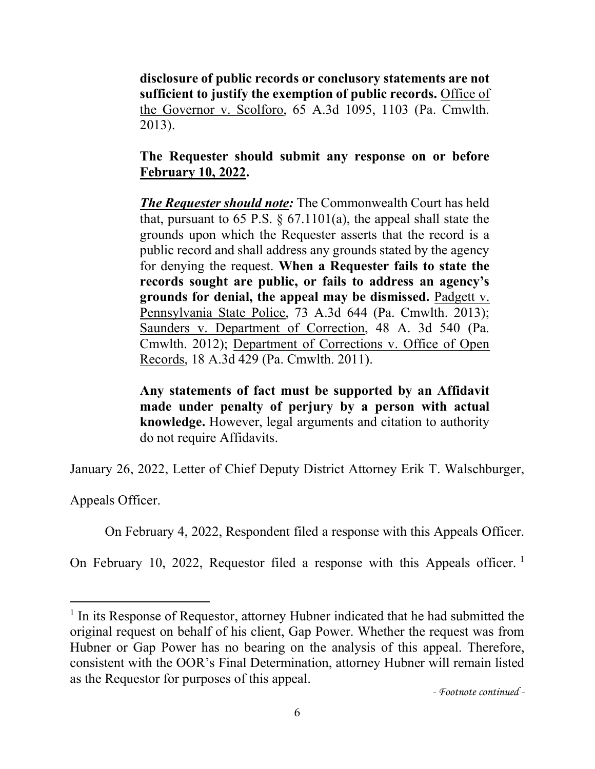> **disclosure of public records or conclusory statements are not sufficient to justify the exemption of public records.** Office of the Governor v. Scolforo, 65 A.3d 1095, 1103 (Pa. Cmwlth. 2013).
>
> **The Requester should submit any response on or before February 10, 2022.**
>
> ***The Requester should note:*** The Commonwealth Court has held that, pursuant to 65 P.S. § 67.1101(a), the appeal shall state the grounds upon which the Requester asserts that the record is a public record and shall address any grounds stated by the agency for denying the request. **When a Requester fails to state the records sought are public, or fails to address an agency's grounds for denial, the appeal may be dismissed.** Padgett v. Pennsylvania State Police, 73 A.3d 644 (Pa. Cmwlth. 2013); Saunders v. Department of Correction, 48 A. 3d 540 (Pa. Cmwlth. 2012); Department of Corrections v. Office of Open Records, 18 A.3d 429 (Pa. Cmwlth. 2011).
>
> **Any statements of fact must be supported by an Affidavit made under penalty of perjury by a person with actual knowledge.** However, legal arguments and citation to authority do not require Affidavits.

January 26, 2022, Letter of Chief Deputy District Attorney Erik T. Walschburger, Appeals Officer.

On February 4, 2022, Respondent filed a response with this Appeals Officer. On February 10, 2022, Requestor filed a response with this Appeals officer. [1]

---

[1] In its Response of Requestor, attorney Hubner indicated that he had submitted the original request on behalf of his client, Gap Power. Whether the request was from Hubner or Gap Power has no bearing on the analysis of this appeal. Therefore, consistent with the OOR's Final Determination, attorney Hubner will remain listed as the Requestor for purposes of this appeal.

*- Footnote continued -*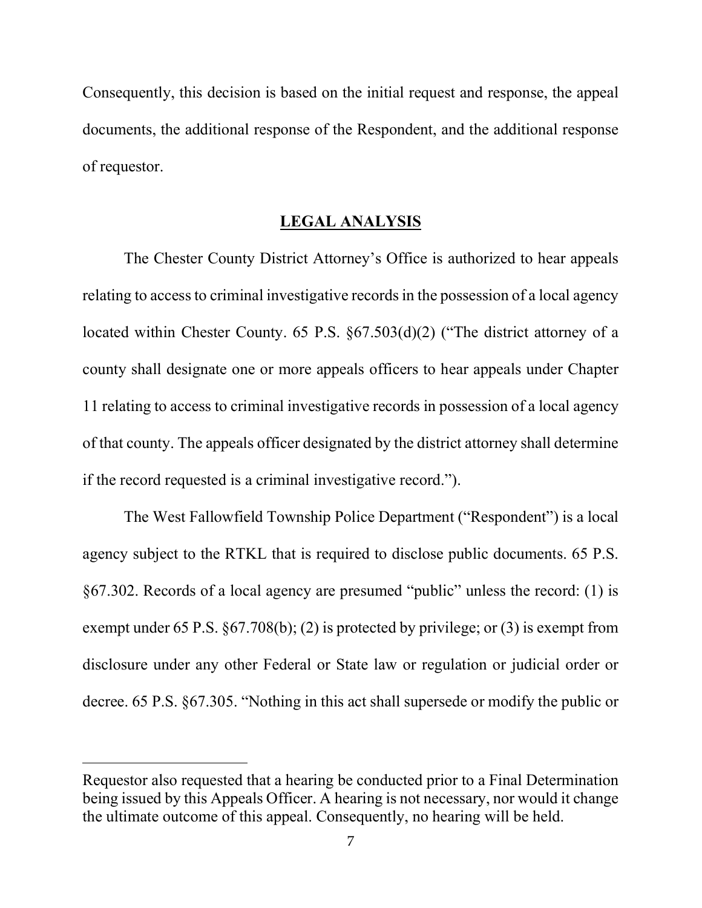Consequently, this decision is based on the initial request and response, the appeal documents, the additional response of the Respondent, and the additional response of requestor.

## LEGAL ANALYSIS

The Chester County District Attorney's Office is authorized to hear appeals relating to access to criminal investigative records in the possession of a local agency located within Chester County. 65 P.S. §67.503(d)(2) ("The district attorney of a county shall designate one or more appeals officers to hear appeals under Chapter 11 relating to access to criminal investigative records in possession of a local agency of that county. The appeals officer designated by the district attorney shall determine if the record requested is a criminal investigative record.").

The West Fallowfield Township Police Department ("Respondent") is a local agency subject to the RTKL that is required to disclose public documents. 65 P.S. §67.302. Records of a local agency are presumed "public" unless the record: (1) is exempt under 65 P.S. §67.708(b); (2) is protected by privilege; or (3) is exempt from disclosure under any other Federal or State law or regulation or judicial order or decree. 65 P.S. §67.305. "Nothing in this act shall supersede or modify the public or

---

Requestor also requested that a hearing be conducted prior to a Final Determination being issued by this Appeals Officer. A hearing is not necessary, nor would it change the ultimate outcome of this appeal. Consequently, no hearing will be held.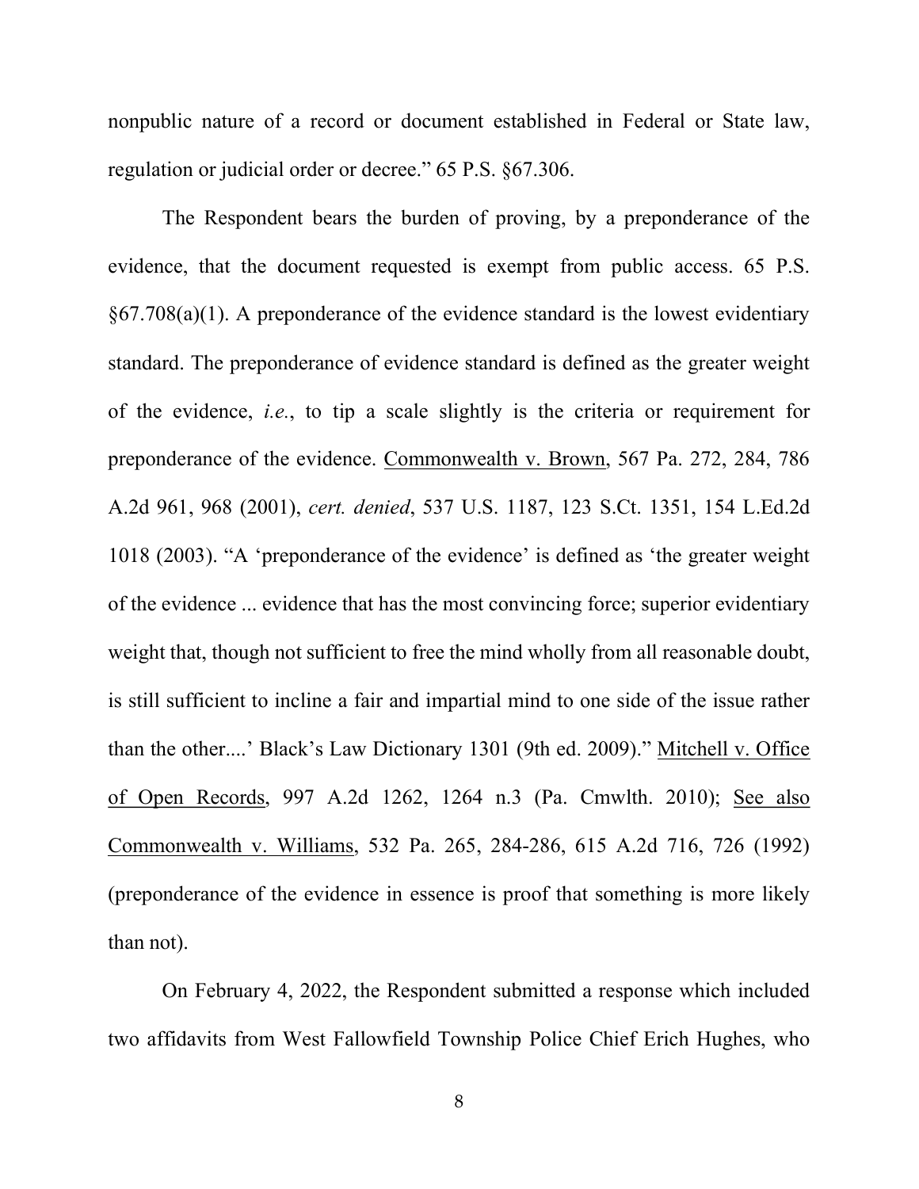nonpublic nature of a record or document established in Federal or State law, regulation or judicial order or decree." 65 P.S. §67.306.

The Respondent bears the burden of proving, by a preponderance of the evidence, that the document requested is exempt from public access. 65 P.S. §67.708(a)(1). A preponderance of the evidence standard is the lowest evidentiary standard. The preponderance of evidence standard is defined as the greater weight of the evidence, *i.e.*, to tip a scale slightly is the criteria or requirement for preponderance of the evidence. <u>Commonwealth v. Brown</u>, 567 Pa. 272, 284, 786 A.2d 961, 968 (2001), *cert. denied*, 537 U.S. 1187, 123 S.Ct. 1351, 154 L.Ed.2d 1018 (2003). "A 'preponderance of the evidence' is defined as 'the greater weight of the evidence ... evidence that has the most convincing force; superior evidentiary weight that, though not sufficient to free the mind wholly from all reasonable doubt, is still sufficient to incline a fair and impartial mind to one side of the issue rather than the other....' Black's Law Dictionary 1301 (9th ed. 2009)." <u>Mitchell v. Office of Open Records</u>, 997 A.2d 1262, 1264 n.3 (Pa. Cmwlth. 2010); <u>See also</u> <u>Commonwealth v. Williams</u>, 532 Pa. 265, 284-286, 615 A.2d 716, 726 (1992) (preponderance of the evidence in essence is proof that something is more likely than not).

On February 4, 2022, the Respondent submitted a response which included two affidavits from West Fallowfield Township Police Chief Erich Hughes, who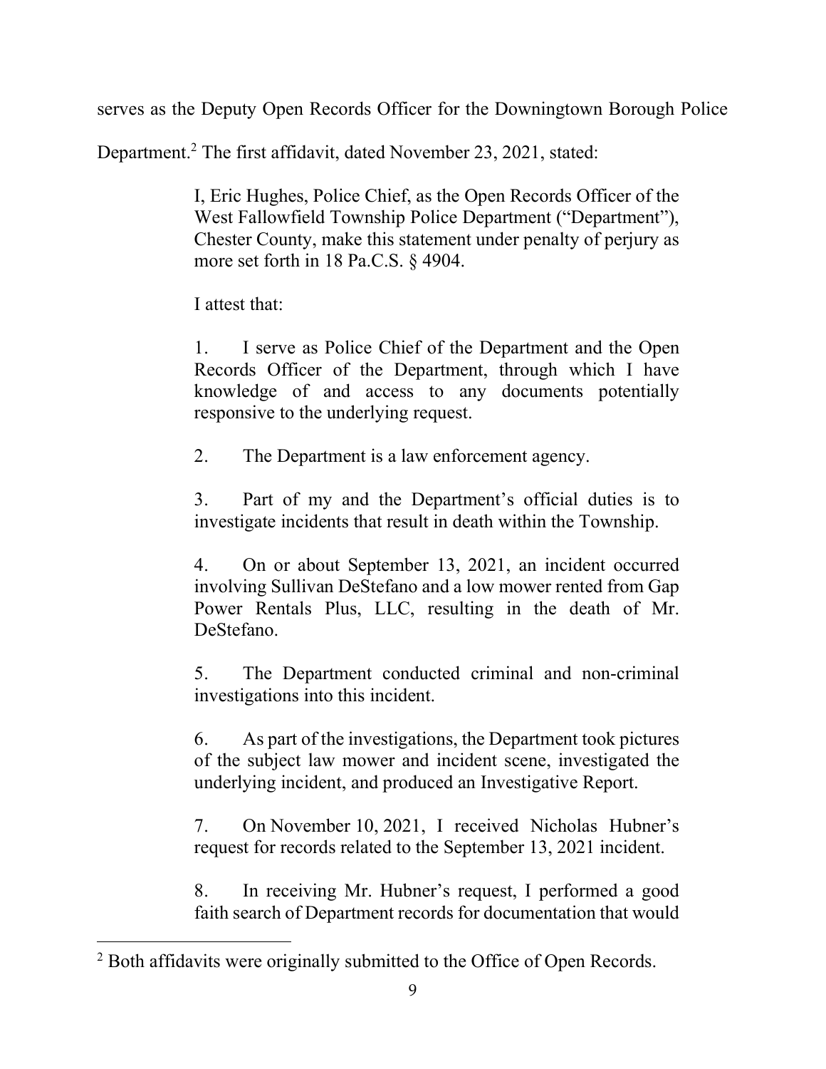serves as the Deputy Open Records Officer for the Downingtown Borough Police Department.[2] The first affidavit, dated November 23, 2021, stated:

> I, Eric Hughes, Police Chief, as the Open Records Officer of the West Fallowfield Township Police Department ("Department"), Chester County, make this statement under penalty of perjury as more set forth in 18 Pa.C.S. § 4904.
>
> I attest that:
>
> 1. I serve as Police Chief of the Department and the Open Records Officer of the Department, through which I have knowledge of and access to any documents potentially responsive to the underlying request.
>
> 2. The Department is a law enforcement agency.
>
> 3. Part of my and the Department's official duties is to investigate incidents that result in death within the Township.
>
> 4. On or about September 13, 2021, an incident occurred involving Sullivan DeStefano and a low mower rented from Gap Power Rentals Plus, LLC, resulting in the death of Mr. DeStefano.
>
> 5. The Department conducted criminal and non-criminal investigations into this incident.
>
> 6. As part of the investigations, the Department took pictures of the subject law mower and incident scene, investigated the underlying incident, and produced an Investigative Report.
>
> 7. On November 10, 2021, I received Nicholas Hubner's request for records related to the September 13, 2021 incident.
>
> 8. In receiving Mr. Hubner's request, I performed a good faith search of Department records for documentation that would

[2] Both affidavits were originally submitted to the Office of Open Records.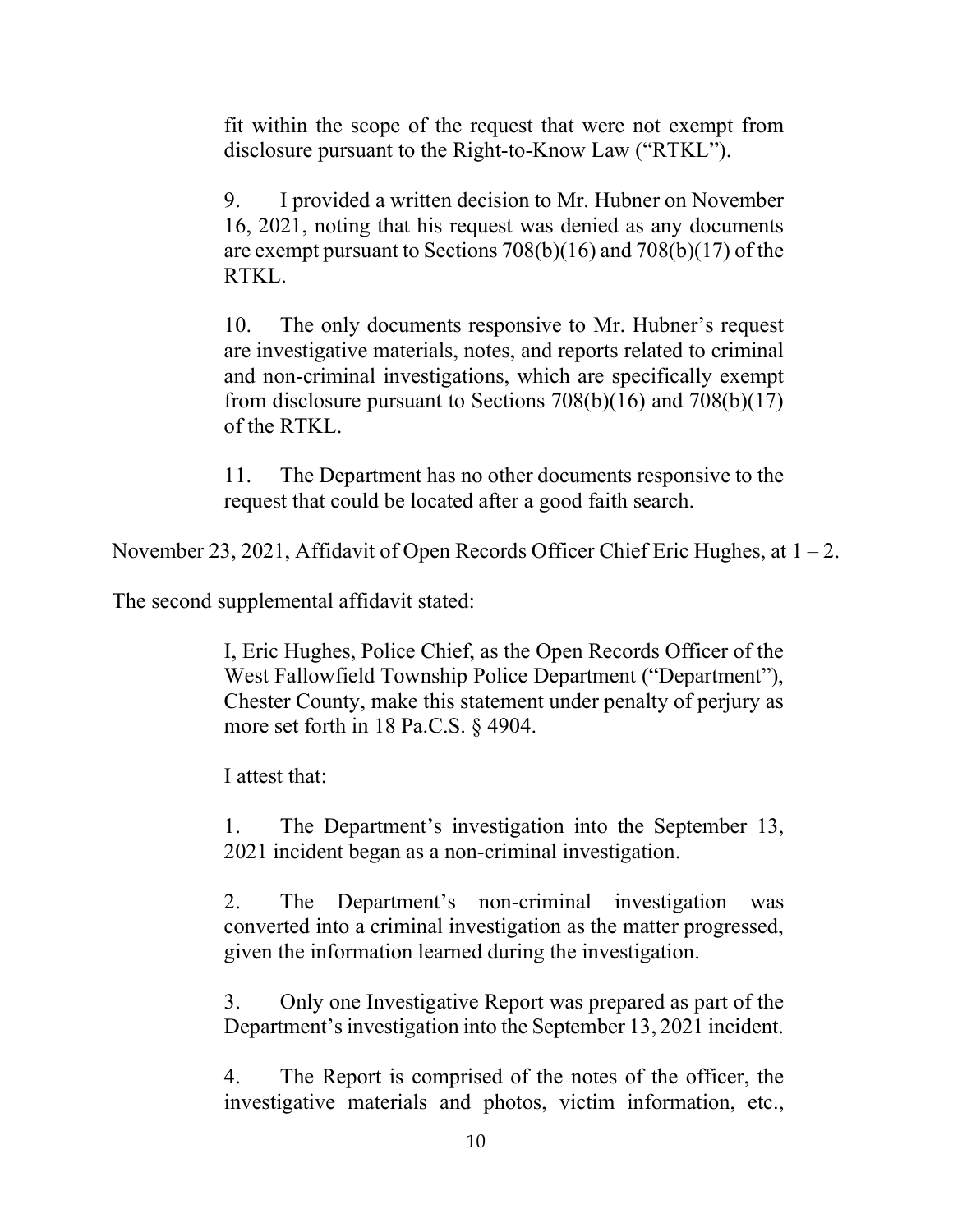> fit within the scope of the request that were not exempt from disclosure pursuant to the Right-to-Know Law ("RTKL").
>
> 9. I provided a written decision to Mr. Hubner on November 16, 2021, noting that his request was denied as any documents are exempt pursuant to Sections 708(b)(16) and 708(b)(17) of the RTKL.
>
> 10. The only documents responsive to Mr. Hubner's request are investigative materials, notes, and reports related to criminal and non-criminal investigations, which are specifically exempt from disclosure pursuant to Sections 708(b)(16) and 708(b)(17) of the RTKL.
>
> 11. The Department has no other documents responsive to the request that could be located after a good faith search.

November 23, 2021, Affidavit of Open Records Officer Chief Eric Hughes, at 1 – 2.

The second supplemental affidavit stated:

> I, Eric Hughes, Police Chief, as the Open Records Officer of the West Fallowfield Township Police Department ("Department"), Chester County, make this statement under penalty of perjury as more set forth in 18 Pa.C.S. § 4904.
>
> I attest that:
>
> 1. The Department's investigation into the September 13, 2021 incident began as a non-criminal investigation.
>
> 2. The Department's non-criminal investigation was converted into a criminal investigation as the matter progressed, given the information learned during the investigation.
>
> 3. Only one Investigative Report was prepared as part of the Department's investigation into the September 13, 2021 incident.
>
> 4. The Report is comprised of the notes of the officer, the investigative materials and photos, victim information, etc.,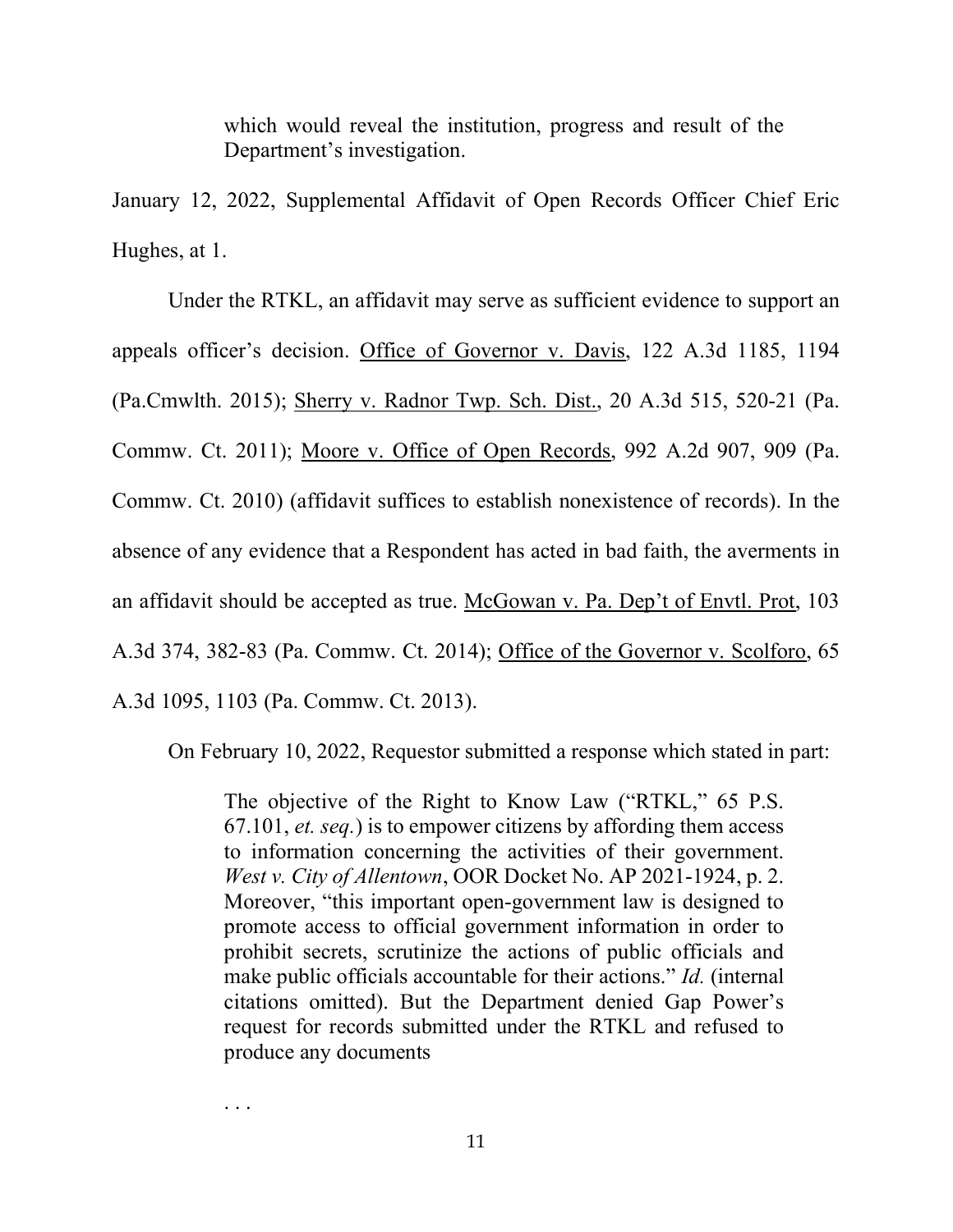> which would reveal the institution, progress and result of the Department's investigation.

January 12, 2022, Supplemental Affidavit of Open Records Officer Chief Eric Hughes, at 1.

Under the RTKL, an affidavit may serve as sufficient evidence to support an appeals officer's decision. Office of Governor v. Davis, 122 A.3d 1185, 1194 (Pa.Cmwlth. 2015); Sherry v. Radnor Twp. Sch. Dist., 20 A.3d 515, 520-21 (Pa. Commw. Ct. 2011); Moore v. Office of Open Records, 992 A.2d 907, 909 (Pa. Commw. Ct. 2010) (affidavit suffices to establish nonexistence of records). In the absence of any evidence that a Respondent has acted in bad faith, the averments in an affidavit should be accepted as true. McGowan v. Pa. Dep't of Envtl. Prot, 103 A.3d 374, 382-83 (Pa. Commw. Ct. 2014); Office of the Governor v. Scolforo, 65 A.3d 1095, 1103 (Pa. Commw. Ct. 2013).

On February 10, 2022, Requestor submitted a response which stated in part:

> The objective of the Right to Know Law ("RTKL," 65 P.S. 67.101, *et. seq.*) is to empower citizens by affording them access to information concerning the activities of their government. *West v. City of Allentown*, OOR Docket No. AP 2021-1924, p. 2. Moreover, "this important open-government law is designed to promote access to official government information in order to prohibit secrets, scrutinize the actions of public officials and make public officials accountable for their actions." *Id.* (internal citations omitted). But the Department denied Gap Power's request for records submitted under the RTKL and refused to produce any documents
>
> . . .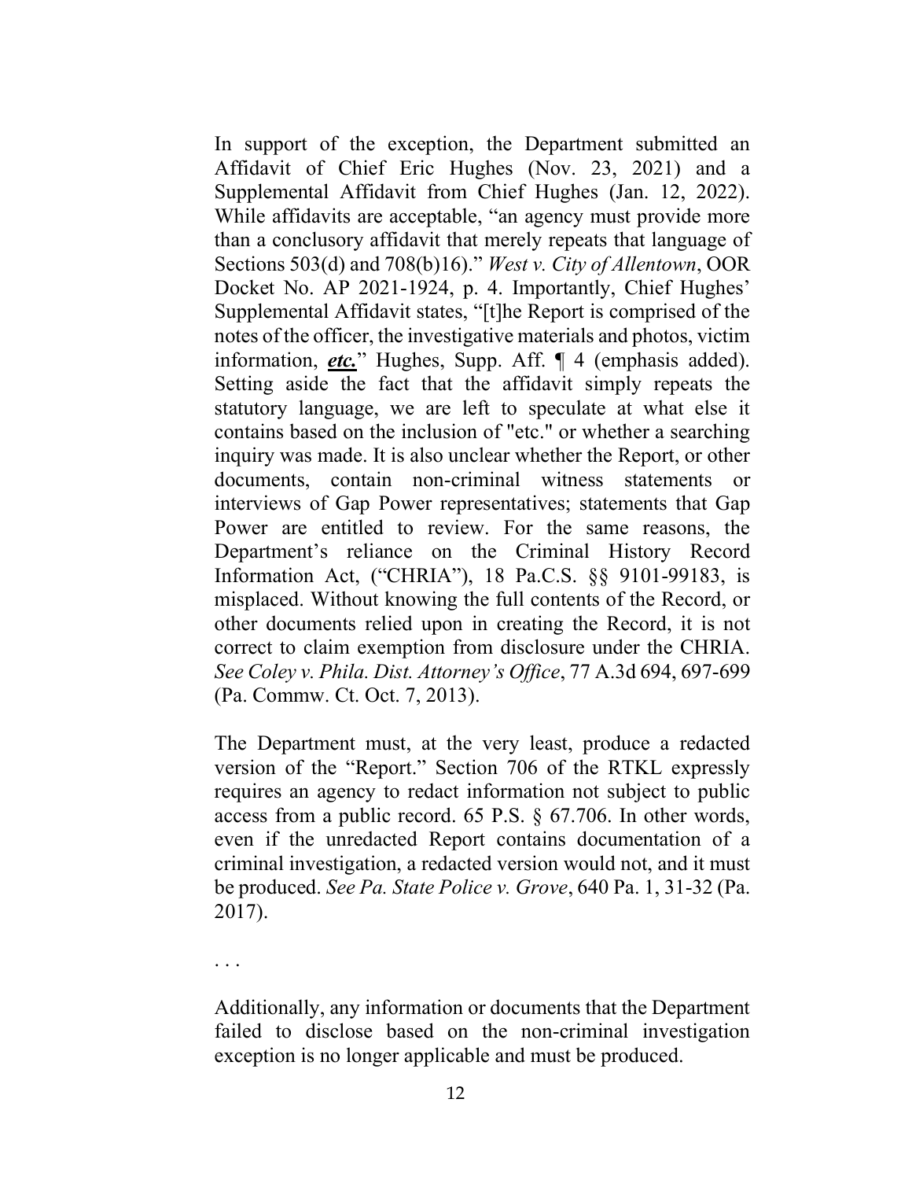In support of the exception, the Department submitted an Affidavit of Chief Eric Hughes (Nov. 23, 2021) and a Supplemental Affidavit from Chief Hughes (Jan. 12, 2022). While affidavits are acceptable, "an agency must provide more than a conclusory affidavit that merely repeats that language of Sections 503(d) and 708(b)16)." *West v. City of Allentown*, OOR Docket No. AP 2021-1924, p. 4. Importantly, Chief Hughes' Supplemental Affidavit states, "[t]he Report is comprised of the notes of the officer, the investigative materials and photos, victim information, ***etc.***" Hughes, Supp. Aff. ¶ 4 (emphasis added). Setting aside the fact that the affidavit simply repeats the statutory language, we are left to speculate at what else it contains based on the inclusion of "etc." or whether a searching inquiry was made. It is also unclear whether the Report, or other documents, contain non-criminal witness statements or interviews of Gap Power representatives; statements that Gap Power are entitled to review. For the same reasons, the Department's reliance on the Criminal History Record Information Act, ("CHRIA"), 18 Pa.C.S. §§ 9101-99183, is misplaced. Without knowing the full contents of the Record, or other documents relied upon in creating the Record, it is not correct to claim exemption from disclosure under the CHRIA. *See Coley v. Phila. Dist. Attorney's Office*, 77 A.3d 694, 697-699 (Pa. Commw. Ct. Oct. 7, 2013).

The Department must, at the very least, produce a redacted version of the "Report." Section 706 of the RTKL expressly requires an agency to redact information not subject to public access from a public record. 65 P.S. § 67.706. In other words, even if the unredacted Report contains documentation of a criminal investigation, a redacted version would not, and it must be produced. *See Pa. State Police v. Grove*, 640 Pa. 1, 31-32 (Pa. 2017).

. . .

Additionally, any information or documents that the Department failed to disclose based on the non-criminal investigation exception is no longer applicable and must be produced.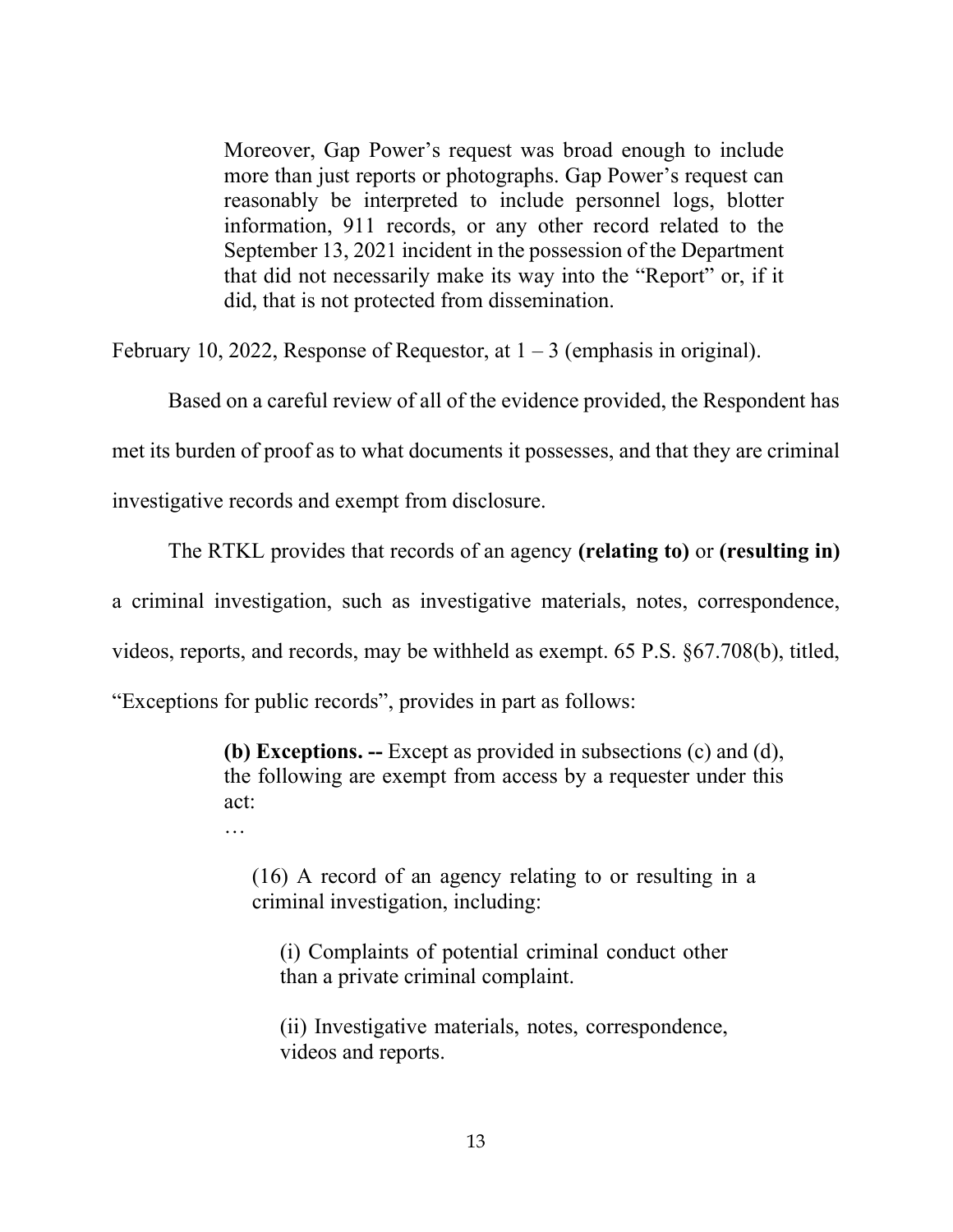> Moreover, Gap Power's request was broad enough to include more than just reports or photographs. Gap Power's request can reasonably be interpreted to include personnel logs, blotter information, 911 records, or any other record related to the September 13, 2021 incident in the possession of the Department that did not necessarily make its way into the "Report" or, if it did, that is not protected from dissemination.

February 10, 2022, Response of Requestor, at 1 – 3 (emphasis in original).

Based on a careful review of all of the evidence provided, the Respondent has met its burden of proof as to what documents it possesses, and that they are criminal investigative records and exempt from disclosure.

The RTKL provides that records of an agency **(relating to)** or **(resulting in)** a criminal investigation, such as investigative materials, notes, correspondence, videos, reports, and records, may be withheld as exempt. 65 P.S. §67.708(b), titled, "Exceptions for public records", provides in part as follows:

> **(b) Exceptions. --** Except as provided in subsections (c) and (d), the following are exempt from access by a requester under this act:
>
> …
>
> (16) A record of an agency relating to or resulting in a criminal investigation, including:
>
> (i) Complaints of potential criminal conduct other than a private criminal complaint.
>
> (ii) Investigative materials, notes, correspondence, videos and reports.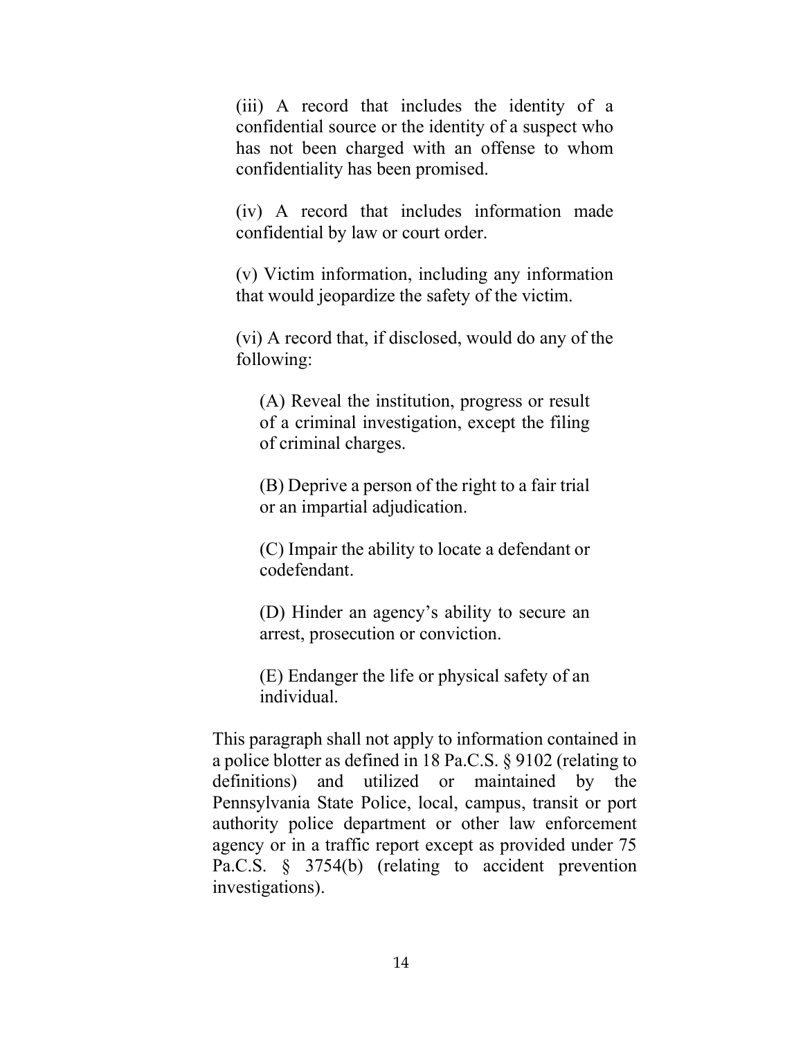> (iii) A record that includes the identity of a confidential source or the identity of a suspect who has not been charged with an offense to whom confidentiality has been promised.
>
> (iv) A record that includes information made confidential by law or court order.
>
> (v) Victim information, including any information that would jeopardize the safety of the victim.
>
> (vi) A record that, if disclosed, would do any of the following:
>
> > (A) Reveal the institution, progress or result of a criminal investigation, except the filing of criminal charges.
> >
> > (B) Deprive a person of the right to a fair trial or an impartial adjudication.
> >
> > (C) Impair the ability to locate a defendant or codefendant.
> >
> > (D) Hinder an agency's ability to secure an arrest, prosecution or conviction.
> >
> > (E) Endanger the life or physical safety of an individual.
>
> This paragraph shall not apply to information contained in a police blotter as defined in 18 Pa.C.S. § 9102 (relating to definitions) and utilized or maintained by the Pennsylvania State Police, local, campus, transit or port authority police department or other law enforcement agency or in a traffic report except as provided under 75 Pa.C.S. § 3754(b) (relating to accident prevention investigations).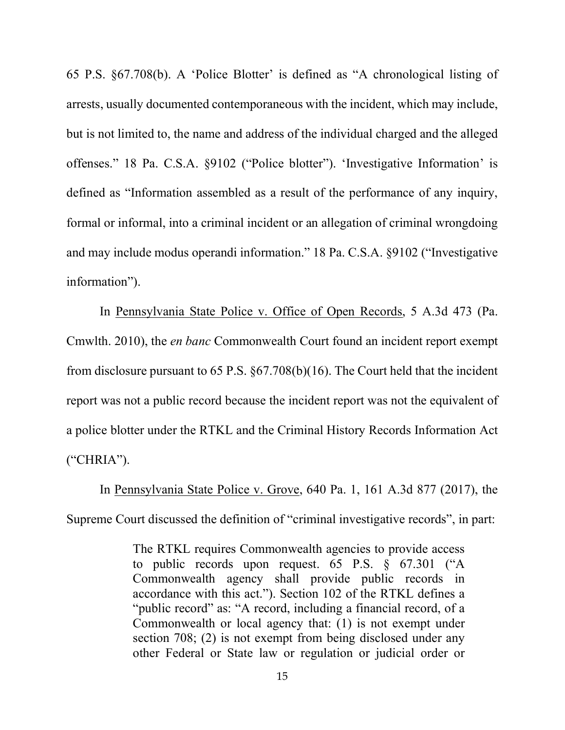65 P.S. §67.708(b). A 'Police Blotter' is defined as "A chronological listing of arrests, usually documented contemporaneous with the incident, which may include, but is not limited to, the name and address of the individual charged and the alleged offenses." 18 Pa. C.S.A. §9102 ("Police blotter"). 'Investigative Information' is defined as "Information assembled as a result of the performance of any inquiry, formal or informal, into a criminal incident or an allegation of criminal wrongdoing and may include modus operandi information." 18 Pa. C.S.A. §9102 ("Investigative information").

In Pennsylvania State Police v. Office of Open Records, 5 A.3d 473 (Pa. Cmwlth. 2010), the *en banc* Commonwealth Court found an incident report exempt from disclosure pursuant to 65 P.S. §67.708(b)(16). The Court held that the incident report was not a public record because the incident report was not the equivalent of a police blotter under the RTKL and the Criminal History Records Information Act ("CHRIA").

In Pennsylvania State Police v. Grove, 640 Pa. 1, 161 A.3d 877 (2017), the Supreme Court discussed the definition of "criminal investigative records", in part:

> The RTKL requires Commonwealth agencies to provide access to public records upon request. 65 P.S. § 67.301 ("A Commonwealth agency shall provide public records in accordance with this act."). Section 102 of the RTKL defines a "public record" as: "A record, including a financial record, of a Commonwealth or local agency that: (1) is not exempt under section 708; (2) is not exempt from being disclosed under any other Federal or State law or regulation or judicial order or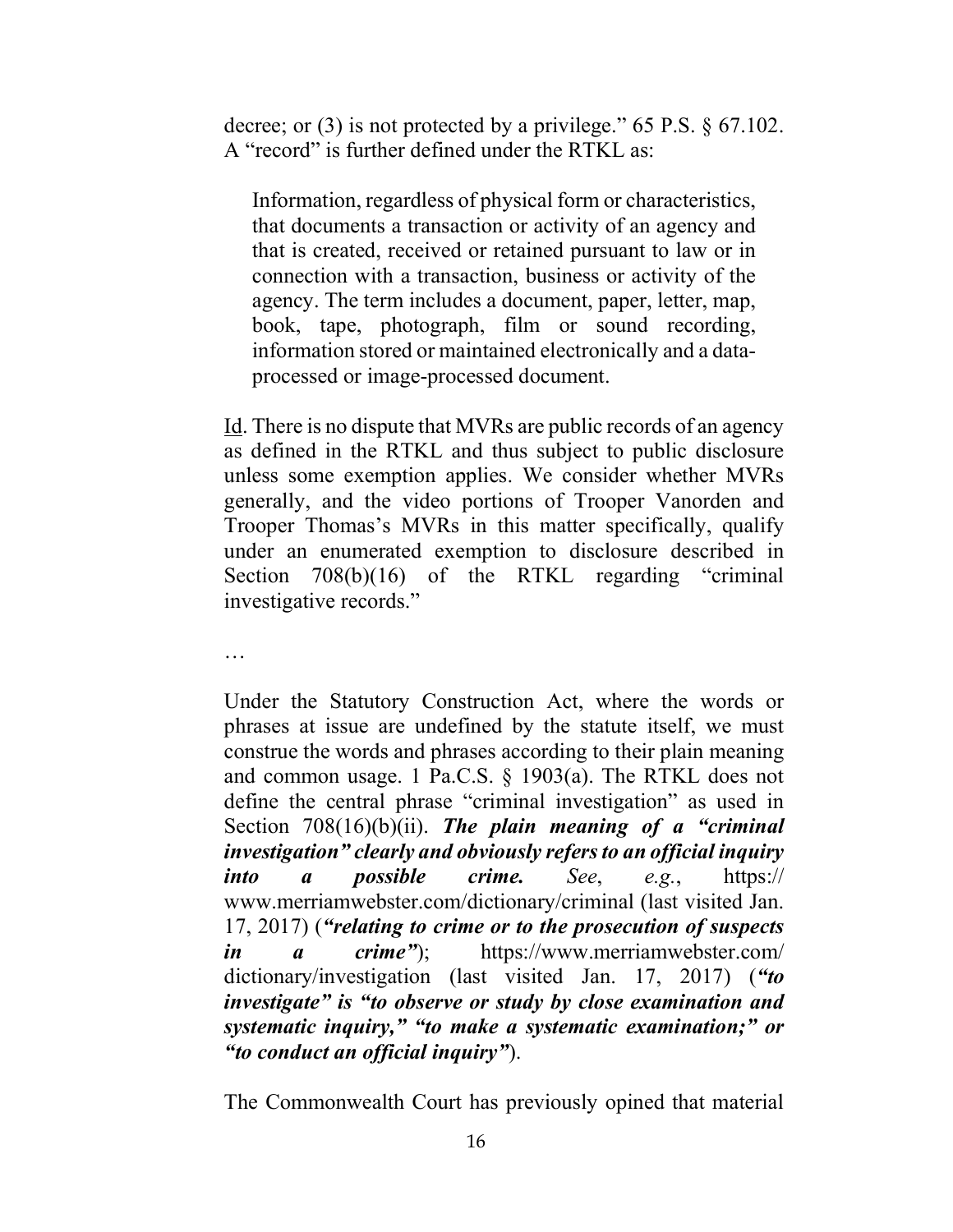decree; or (3) is not protected by a privilege." 65 P.S. § 67.102. A "record" is further defined under the RTKL as:

> Information, regardless of physical form or characteristics, that documents a transaction or activity of an agency and that is created, received or retained pursuant to law or in connection with a transaction, business or activity of the agency. The term includes a document, paper, letter, map, book, tape, photograph, film or sound recording, information stored or maintained electronically and a data-processed or image-processed document.

Id. There is no dispute that MVRs are public records of an agency as defined in the RTKL and thus subject to public disclosure unless some exemption applies. We consider whether MVRs generally, and the video portions of Trooper Vanorden and Trooper Thomas's MVRs in this matter specifically, qualify under an enumerated exemption to disclosure described in Section 708(b)(16) of the RTKL regarding "criminal investigative records."

…

Under the Statutory Construction Act, where the words or phrases at issue are undefined by the statute itself, we must construe the words and phrases according to their plain meaning and common usage. 1 Pa.C.S. § 1903(a). The RTKL does not define the central phrase "criminal investigation" as used in Section 708(16)(b)(ii). ***The plain meaning of a "criminal investigation" clearly and obviously refers to an official inquiry into a possible crime.*** *See*, *e.g.*, https://www.merriamwebster.com/dictionary/criminal (last visited Jan. 17, 2017) (***"relating to crime or to the prosecution of suspects in a crime"***); https://www.merriamwebster.com/dictionary/investigation (last visited Jan. 17, 2017) (***"to investigate" is "to observe or study by close examination and systematic inquiry," "to make a systematic examination;" or "to conduct an official inquiry"***).

The Commonwealth Court has previously opined that material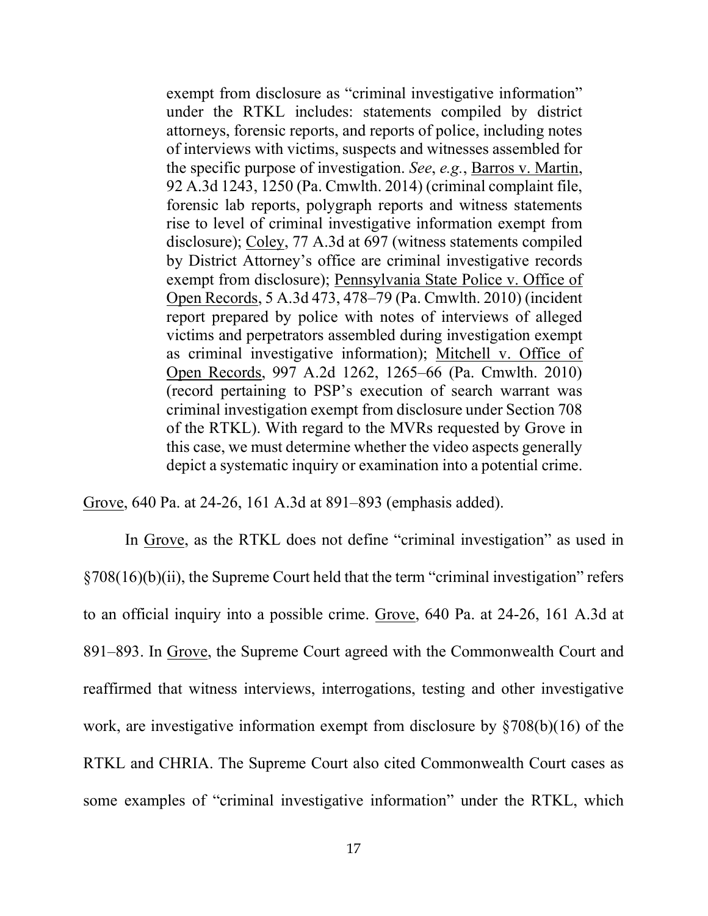> exempt from disclosure as "criminal investigative information" under the RTKL includes: statements compiled by district attorneys, forensic reports, and reports of police, including notes of interviews with victims, suspects and witnesses assembled for the specific purpose of investigation. *See*, *e.g.*, Barros v. Martin, 92 A.3d 1243, 1250 (Pa. Cmwlth. 2014) (criminal complaint file, forensic lab reports, polygraph reports and witness statements rise to level of criminal investigative information exempt from disclosure); Coley, 77 A.3d at 697 (witness statements compiled by District Attorney's office are criminal investigative records exempt from disclosure); Pennsylvania State Police v. Office of Open Records, 5 A.3d 473, 478–79 (Pa. Cmwlth. 2010) (incident report prepared by police with notes of interviews of alleged victims and perpetrators assembled during investigation exempt as criminal investigative information); Mitchell v. Office of Open Records, 997 A.2d 1262, 1265–66 (Pa. Cmwlth. 2010) (record pertaining to PSP's execution of search warrant was criminal investigation exempt from disclosure under Section 708 of the RTKL). With regard to the MVRs requested by Grove in this case, we must determine whether the video aspects generally depict a systematic inquiry or examination into a potential crime.

Grove, 640 Pa. at 24-26, 161 A.3d at 891–893 (emphasis added).

In Grove, as the RTKL does not define "criminal investigation" as used in §708(16)(b)(ii), the Supreme Court held that the term "criminal investigation" refers to an official inquiry into a possible crime. Grove, 640 Pa. at 24-26, 161 A.3d at 891–893. In Grove, the Supreme Court agreed with the Commonwealth Court and reaffirmed that witness interviews, interrogations, testing and other investigative work, are investigative information exempt from disclosure by §708(b)(16) of the RTKL and CHRIA. The Supreme Court also cited Commonwealth Court cases as some examples of "criminal investigative information" under the RTKL, which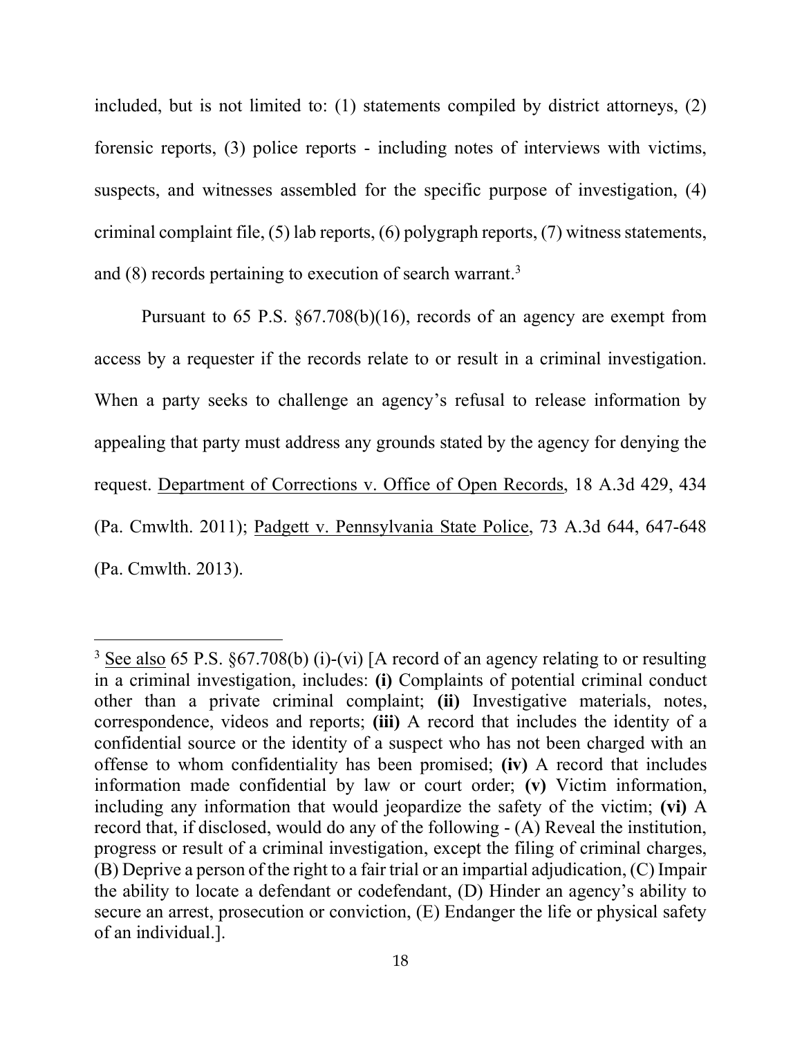included, but is not limited to: (1) statements compiled by district attorneys, (2) forensic reports, (3) police reports - including notes of interviews with victims, suspects, and witnesses assembled for the specific purpose of investigation, (4) criminal complaint file, (5) lab reports, (6) polygraph reports, (7) witness statements, and (8) records pertaining to execution of search warrant.[3]

Pursuant to 65 P.S. §67.708(b)(16), records of an agency are exempt from access by a requester if the records relate to or result in a criminal investigation. When a party seeks to challenge an agency's refusal to release information by appealing that party must address any grounds stated by the agency for denying the request. Department of Corrections v. Office of Open Records, 18 A.3d 429, 434 (Pa. Cmwlth. 2011); Padgett v. Pennsylvania State Police, 73 A.3d 644, 647-648 (Pa. Cmwlth. 2013).

---

[3] See also 65 P.S. §67.708(b) (i)-(vi) [A record of an agency relating to or resulting in a criminal investigation, includes: **(i)** Complaints of potential criminal conduct other than a private criminal complaint; **(ii)** Investigative materials, notes, correspondence, videos and reports; **(iii)** A record that includes the identity of a confidential source or the identity of a suspect who has not been charged with an offense to whom confidentiality has been promised; **(iv)** A record that includes information made confidential by law or court order; **(v)** Victim information, including any information that would jeopardize the safety of the victim; **(vi)** A record that, if disclosed, would do any of the following - (A) Reveal the institution, progress or result of a criminal investigation, except the filing of criminal charges, (B) Deprive a person of the right to a fair trial or an impartial adjudication, (C) Impair the ability to locate a defendant or codefendant, (D) Hinder an agency's ability to secure an arrest, prosecution or conviction, (E) Endanger the life or physical safety of an individual.].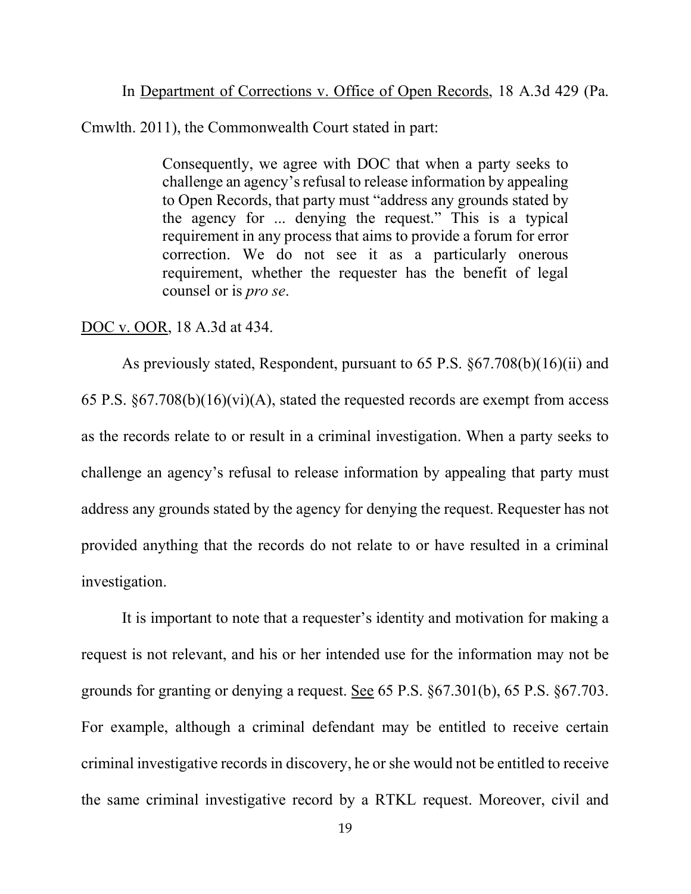In Department of Corrections v. Office of Open Records, 18 A.3d 429 (Pa. Cmwlth. 2011), the Commonwealth Court stated in part:

> Consequently, we agree with DOC that when a party seeks to challenge an agency's refusal to release information by appealing to Open Records, that party must "address any grounds stated by the agency for ... denying the request." This is a typical requirement in any process that aims to provide a forum for error correction. We do not see it as a particularly onerous requirement, whether the requester has the benefit of legal counsel or is *pro se*.

DOC v. OOR, 18 A.3d at 434.

As previously stated, Respondent, pursuant to 65 P.S. §67.708(b)(16)(ii) and 65 P.S. §67.708(b)(16)(vi)(A), stated the requested records are exempt from access as the records relate to or result in a criminal investigation. When a party seeks to challenge an agency's refusal to release information by appealing that party must address any grounds stated by the agency for denying the request. Requester has not provided anything that the records do not relate to or have resulted in a criminal investigation.

It is important to note that a requester's identity and motivation for making a request is not relevant, and his or her intended use for the information may not be grounds for granting or denying a request. See 65 P.S. §67.301(b), 65 P.S. §67.703. For example, although a criminal defendant may be entitled to receive certain criminal investigative records in discovery, he or she would not be entitled to receive the same criminal investigative record by a RTKL request. Moreover, civil and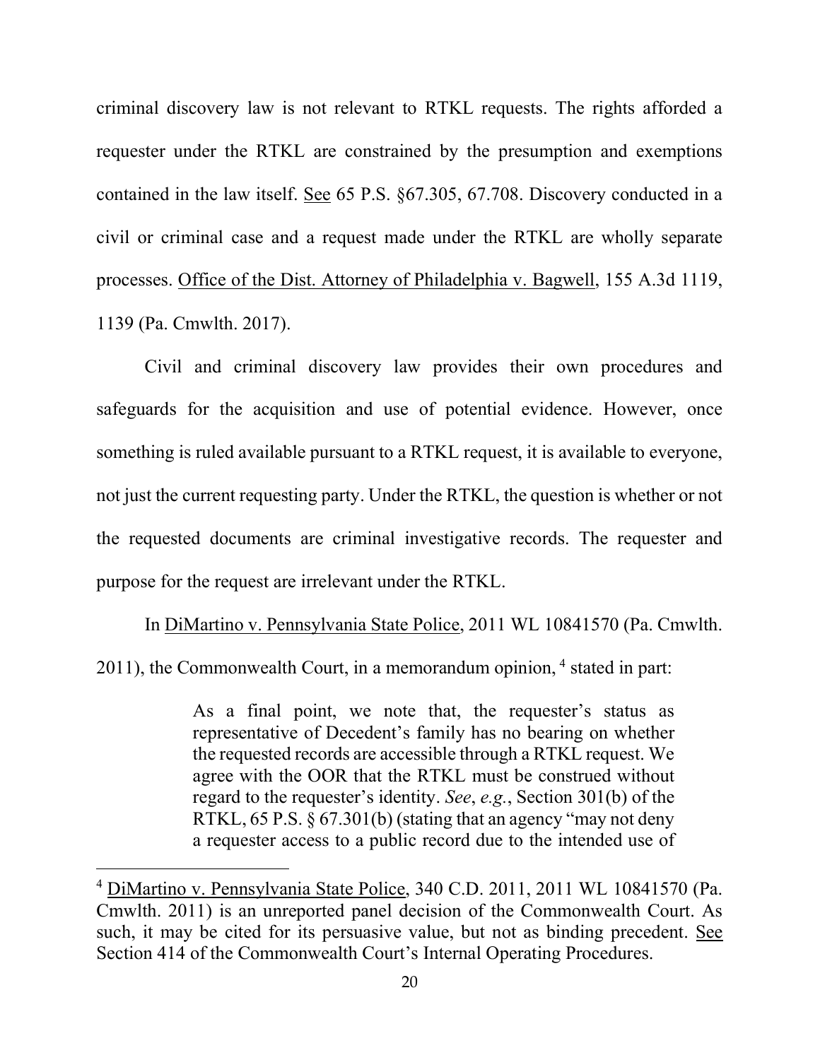criminal discovery law is not relevant to RTKL requests. The rights afforded a requester under the RTKL are constrained by the presumption and exemptions contained in the law itself. See 65 P.S. §67.305, 67.708. Discovery conducted in a civil or criminal case and a request made under the RTKL are wholly separate processes. Office of the Dist. Attorney of Philadelphia v. Bagwell, 155 A.3d 1119, 1139 (Pa. Cmwlth. 2017).

Civil and criminal discovery law provides their own procedures and safeguards for the acquisition and use of potential evidence. However, once something is ruled available pursuant to a RTKL request, it is available to everyone, not just the current requesting party. Under the RTKL, the question is whether or not the requested documents are criminal investigative records. The requester and purpose for the request are irrelevant under the RTKL.

In DiMartino v. Pennsylvania State Police, 2011 WL 10841570 (Pa. Cmwlth. 2011), the Commonwealth Court, in a memorandum opinion, [4] stated in part:

> As a final point, we note that, the requester's status as representative of Decedent's family has no bearing on whether the requested records are accessible through a RTKL request. We agree with the OOR that the RTKL must be construed without regard to the requester's identity. *See*, *e.g.*, Section 301(b) of the RTKL, 65 P.S. § 67.301(b) (stating that an agency "may not deny a requester access to a public record due to the intended use of

---

[4] DiMartino v. Pennsylvania State Police, 340 C.D. 2011, 2011 WL 10841570 (Pa. Cmwlth. 2011) is an unreported panel decision of the Commonwealth Court. As such, it may be cited for its persuasive value, but not as binding precedent. See Section 414 of the Commonwealth Court's Internal Operating Procedures.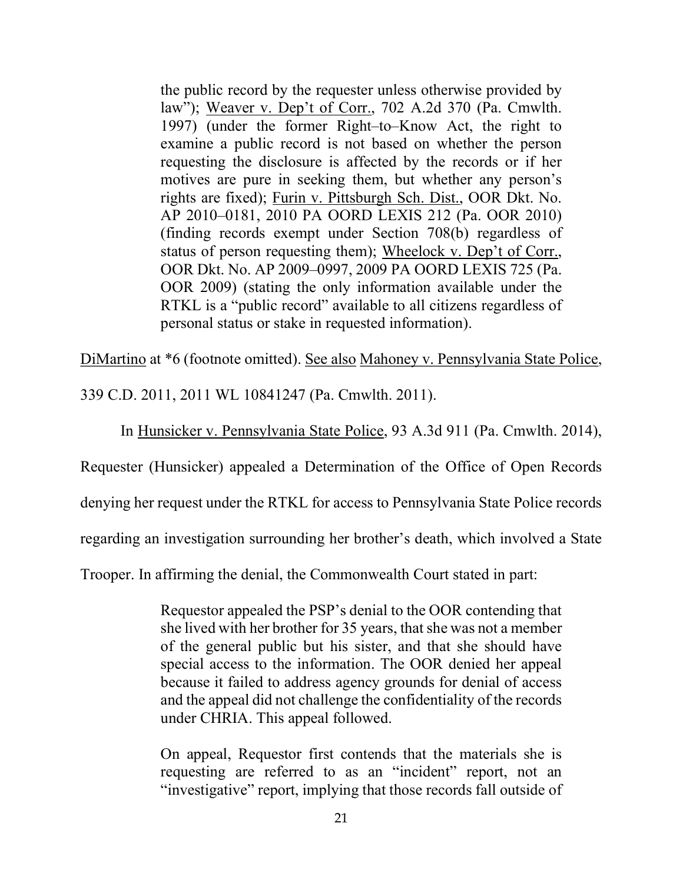> the public record by the requester unless otherwise provided by law"); Weaver v. Dep't of Corr., 702 A.2d 370 (Pa. Cmwlth. 1997) (under the former Right–to–Know Act, the right to examine a public record is not based on whether the person requesting the disclosure is affected by the records or if her motives are pure in seeking them, but whether any person's rights are fixed); Furin v. Pittsburgh Sch. Dist., OOR Dkt. No. AP 2010–0181, 2010 PA OORD LEXIS 212 (Pa. OOR 2010) (finding records exempt under Section 708(b) regardless of status of person requesting them); Wheelock v. Dep't of Corr., OOR Dkt. No. AP 2009–0997, 2009 PA OORD LEXIS 725 (Pa. OOR 2009) (stating the only information available under the RTKL is a "public record" available to all citizens regardless of personal status or stake in requested information).

DiMartino at *6 (footnote omitted). See also Mahoney v. Pennsylvania State Police, 339 C.D. 2011, 2011 WL 10841247 (Pa. Cmwlth. 2011).

In Hunsicker v. Pennsylvania State Police, 93 A.3d 911 (Pa. Cmwlth. 2014), Requester (Hunsicker) appealed a Determination of the Office of Open Records denying her request under the RTKL for access to Pennsylvania State Police records regarding an investigation surrounding her brother's death, which involved a State Trooper. In affirming the denial, the Commonwealth Court stated in part:

> Requestor appealed the PSP's denial to the OOR contending that she lived with her brother for 35 years, that she was not a member of the general public but his sister, and that she should have special access to the information. The OOR denied her appeal because it failed to address agency grounds for denial of access and the appeal did not challenge the confidentiality of the records under CHRIA. This appeal followed.
>
> On appeal, Requestor first contends that the materials she is requesting are referred to as an "incident" report, not an "investigative" report, implying that those records fall outside of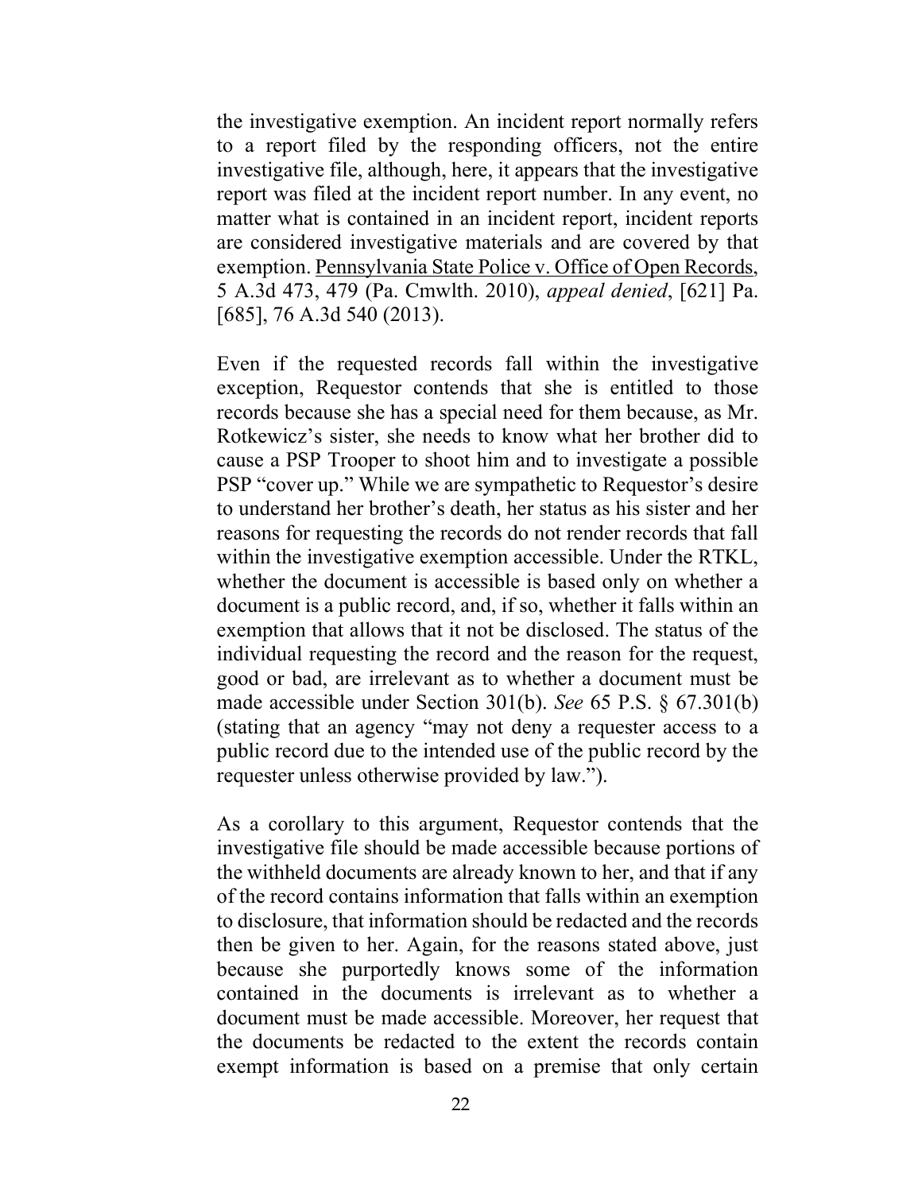the investigative exemption. An incident report normally refers to a report filed by the responding officers, not the entire investigative file, although, here, it appears that the investigative report was filed at the incident report number. In any event, no matter what is contained in an incident report, incident reports are considered investigative materials and are covered by that exemption. Pennsylvania State Police v. Office of Open Records, 5 A.3d 473, 479 (Pa. Cmwlth. 2010), *appeal denied*, [621] Pa. [685], 76 A.3d 540 (2013).

Even if the requested records fall within the investigative exception, Requestor contends that she is entitled to those records because she has a special need for them because, as Mr. Rotkewicz's sister, she needs to know what her brother did to cause a PSP Trooper to shoot him and to investigate a possible PSP "cover up." While we are sympathetic to Requestor's desire to understand her brother's death, her status as his sister and her reasons for requesting the records do not render records that fall within the investigative exemption accessible. Under the RTKL, whether the document is accessible is based only on whether a document is a public record, and, if so, whether it falls within an exemption that allows that it not be disclosed. The status of the individual requesting the record and the reason for the request, good or bad, are irrelevant as to whether a document must be made accessible under Section 301(b). *See* 65 P.S. § 67.301(b) (stating that an agency "may not deny a requester access to a public record due to the intended use of the public record by the requester unless otherwise provided by law.").

As a corollary to this argument, Requestor contends that the investigative file should be made accessible because portions of the withheld documents are already known to her, and that if any of the record contains information that falls within an exemption to disclosure, that information should be redacted and the records then be given to her. Again, for the reasons stated above, just because she purportedly knows some of the information contained in the documents is irrelevant as to whether a document must be made accessible. Moreover, her request that the documents be redacted to the extent the records contain exempt information is based on a premise that only certain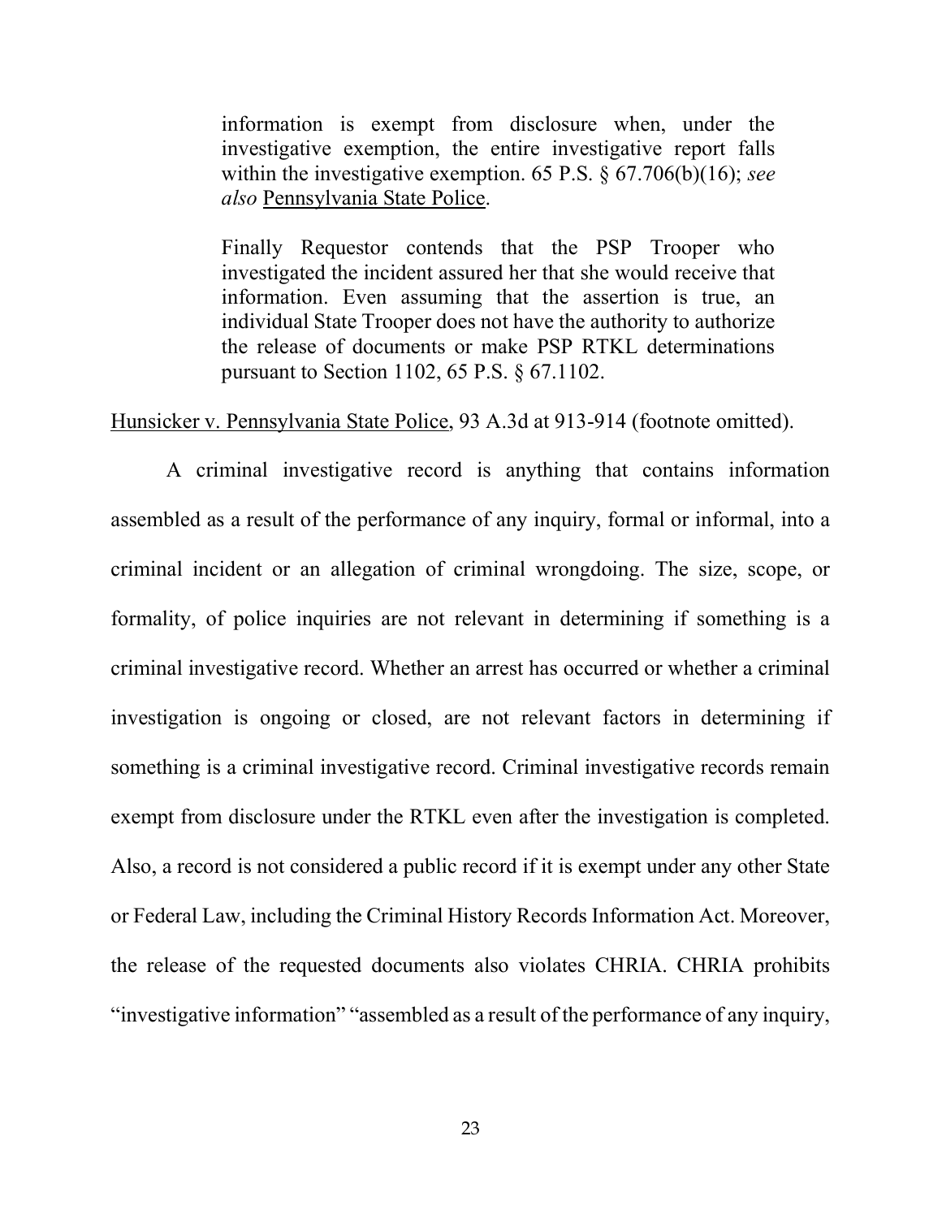> information is exempt from disclosure when, under the investigative exemption, the entire investigative report falls within the investigative exemption. 65 P.S. § 67.706(b)(16); *see also* Pennsylvania State Police.
>
> Finally Requestor contends that the PSP Trooper who investigated the incident assured her that she would receive that information. Even assuming that the assertion is true, an individual State Trooper does not have the authority to authorize the release of documents or make PSP RTKL determinations pursuant to Section 1102, 65 P.S. § 67.1102.

Hunsicker v. Pennsylvania State Police, 93 A.3d at 913-914 (footnote omitted).

A criminal investigative record is anything that contains information assembled as a result of the performance of any inquiry, formal or informal, into a criminal incident or an allegation of criminal wrongdoing. The size, scope, or formality, of police inquiries are not relevant in determining if something is a criminal investigative record. Whether an arrest has occurred or whether a criminal investigation is ongoing or closed, are not relevant factors in determining if something is a criminal investigative record. Criminal investigative records remain exempt from disclosure under the RTKL even after the investigation is completed. Also, a record is not considered a public record if it is exempt under any other State or Federal Law, including the Criminal History Records Information Act. Moreover, the release of the requested documents also violates CHRIA. CHRIA prohibits "investigative information" "assembled as a result of the performance of any inquiry,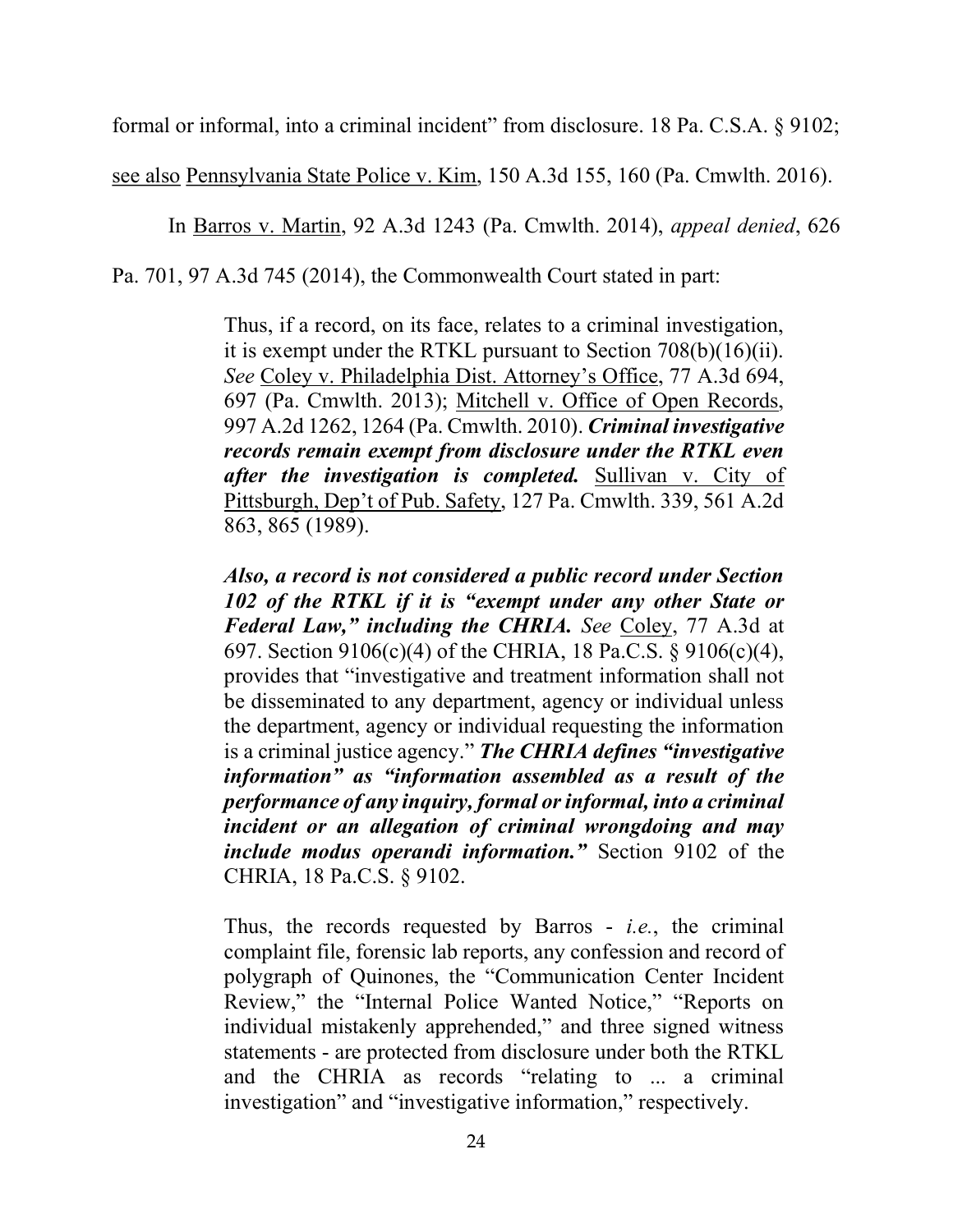formal or informal, into a criminal incident" from disclosure. 18 Pa. C.S.A. § 9102; see also Pennsylvania State Police v. Kim, 150 A.3d 155, 160 (Pa. Cmwlth. 2016).

In Barros v. Martin, 92 A.3d 1243 (Pa. Cmwlth. 2014), *appeal denied*, 626 Pa. 701, 97 A.3d 745 (2014), the Commonwealth Court stated in part:

> Thus, if a record, on its face, relates to a criminal investigation, it is exempt under the RTKL pursuant to Section 708(b)(16)(ii). *See* Coley v. Philadelphia Dist. Attorney's Office, 77 A.3d 694, 697 (Pa. Cmwlth. 2013); Mitchell v. Office of Open Records, 997 A.2d 1262, 1264 (Pa. Cmwlth. 2010). ***Criminal investigative records remain exempt from disclosure under the RTKL even after the investigation is completed.*** Sullivan v. City of Pittsburgh, Dep't of Pub. Safety, 127 Pa. Cmwlth. 339, 561 A.2d 863, 865 (1989).
>
> ***Also, a record is not considered a public record under Section 102 of the RTKL if it is "exempt under any other State or Federal Law," including the CHRIA.*** *See* Coley, 77 A.3d at 697. Section 9106(c)(4) of the CHRIA, 18 Pa.C.S. § 9106(c)(4), provides that "investigative and treatment information shall not be disseminated to any department, agency or individual unless the department, agency or individual requesting the information is a criminal justice agency." ***The CHRIA defines "investigative information" as "information assembled as a result of the performance of any inquiry, formal or informal, into a criminal incident or an allegation of criminal wrongdoing and may include modus operandi information."*** Section 9102 of the CHRIA, 18 Pa.C.S. § 9102.
>
> Thus, the records requested by Barros - *i.e.*, the criminal complaint file, forensic lab reports, any confession and record of polygraph of Quinones, the "Communication Center Incident Review," the "Internal Police Wanted Notice," "Reports on individual mistakenly apprehended," and three signed witness statements - are protected from disclosure under both the RTKL and the CHRIA as records "relating to ... a criminal investigation" and "investigative information," respectively.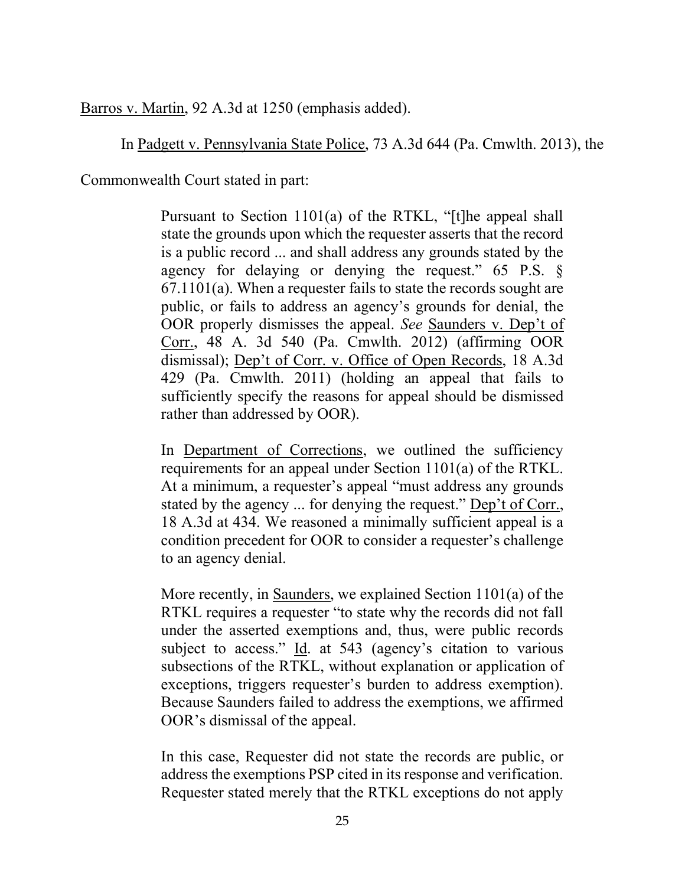Barros v. Martin, 92 A.3d at 1250 (emphasis added).

In Padgett v. Pennsylvania State Police, 73 A.3d 644 (Pa. Cmwlth. 2013), the Commonwealth Court stated in part:

> Pursuant to Section 1101(a) of the RTKL, "[t]he appeal shall state the grounds upon which the requester asserts that the record is a public record ... and shall address any grounds stated by the agency for delaying or denying the request." 65 P.S. § 67.1101(a). When a requester fails to state the records sought are public, or fails to address an agency's grounds for denial, the OOR properly dismisses the appeal. *See* Saunders v. Dep't of Corr., 48 A. 3d 540 (Pa. Cmwlth. 2012) (affirming OOR dismissal); Dep't of Corr. v. Office of Open Records, 18 A.3d 429 (Pa. Cmwlth. 2011) (holding an appeal that fails to sufficiently specify the reasons for appeal should be dismissed rather than addressed by OOR).
>
> In Department of Corrections, we outlined the sufficiency requirements for an appeal under Section 1101(a) of the RTKL. At a minimum, a requester's appeal "must address any grounds stated by the agency ... for denying the request." Dep't of Corr., 18 A.3d at 434. We reasoned a minimally sufficient appeal is a condition precedent for OOR to consider a requester's challenge to an agency denial.
>
> More recently, in Saunders, we explained Section 1101(a) of the RTKL requires a requester "to state why the records did not fall under the asserted exemptions and, thus, were public records subject to access." Id. at 543 (agency's citation to various subsections of the RTKL, without explanation or application of exceptions, triggers requester's burden to address exemption). Because Saunders failed to address the exemptions, we affirmed OOR's dismissal of the appeal.
>
> In this case, Requester did not state the records are public, or address the exemptions PSP cited in its response and verification. Requester stated merely that the RTKL exceptions do not apply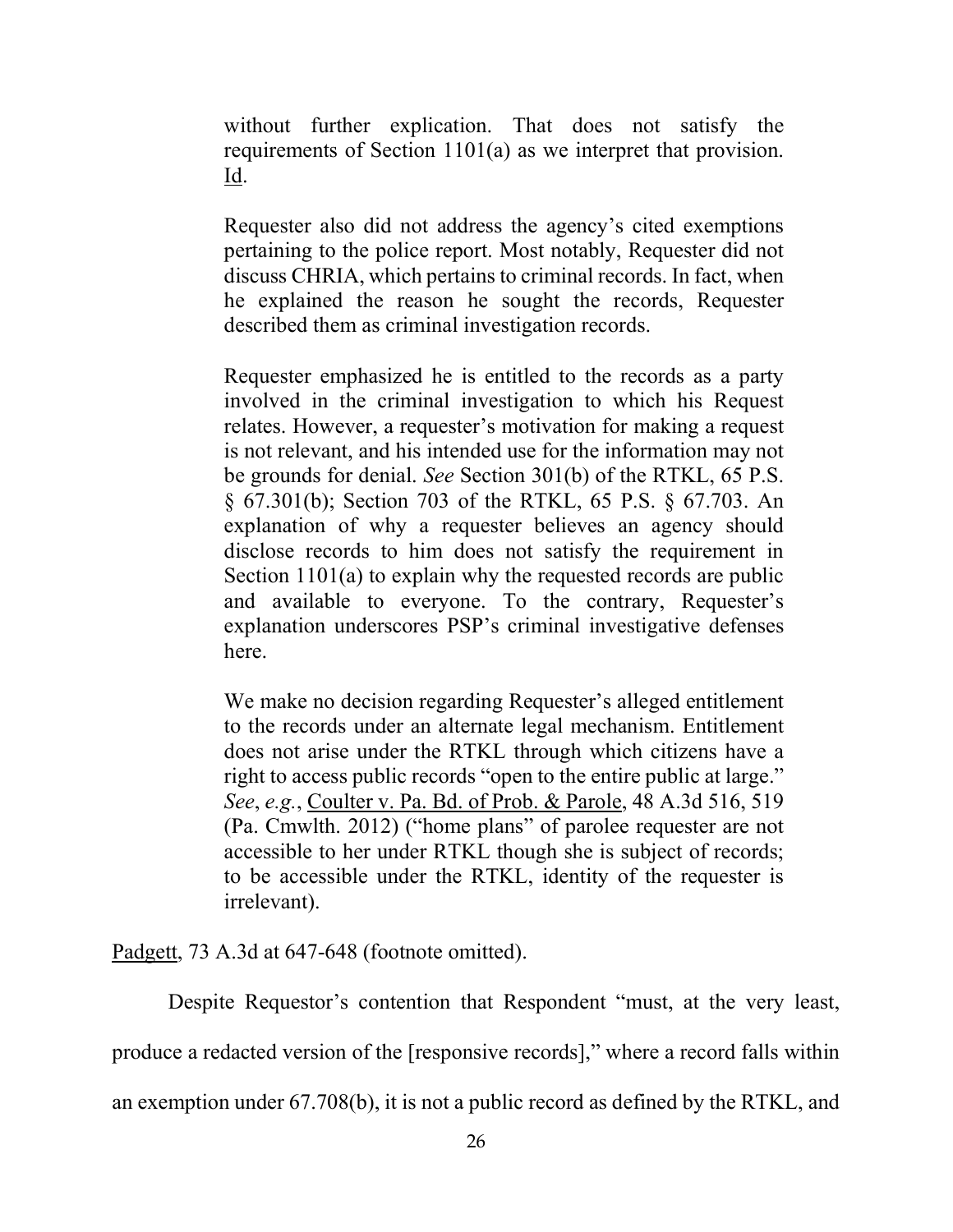> without further explication. That does not satisfy the requirements of Section 1101(a) as we interpret that provision. Id.
>
> Requester also did not address the agency's cited exemptions pertaining to the police report. Most notably, Requester did not discuss CHRIA, which pertains to criminal records. In fact, when he explained the reason he sought the records, Requester described them as criminal investigation records.
>
> Requester emphasized he is entitled to the records as a party involved in the criminal investigation to which his Request relates. However, a requester's motivation for making a request is not relevant, and his intended use for the information may not be grounds for denial. *See* Section 301(b) of the RTKL, 65 P.S. § 67.301(b); Section 703 of the RTKL, 65 P.S. § 67.703. An explanation of why a requester believes an agency should disclose records to him does not satisfy the requirement in Section 1101(a) to explain why the requested records are public and available to everyone. To the contrary, Requester's explanation underscores PSP's criminal investigative defenses here.
>
> We make no decision regarding Requester's alleged entitlement to the records under an alternate legal mechanism. Entitlement does not arise under the RTKL through which citizens have a right to access public records "open to the entire public at large." *See*, *e.g.*, Coulter v. Pa. Bd. of Prob. & Parole, 48 A.3d 516, 519 (Pa. Cmwlth. 2012) ("home plans" of parolee requester are not accessible to her under RTKL though she is subject of records; to be accessible under the RTKL, identity of the requester is irrelevant).

Padgett, 73 A.3d at 647-648 (footnote omitted).

Despite Requestor's contention that Respondent "must, at the very least, produce a redacted version of the [responsive records]," where a record falls within an exemption under 67.708(b), it is not a public record as defined by the RTKL, and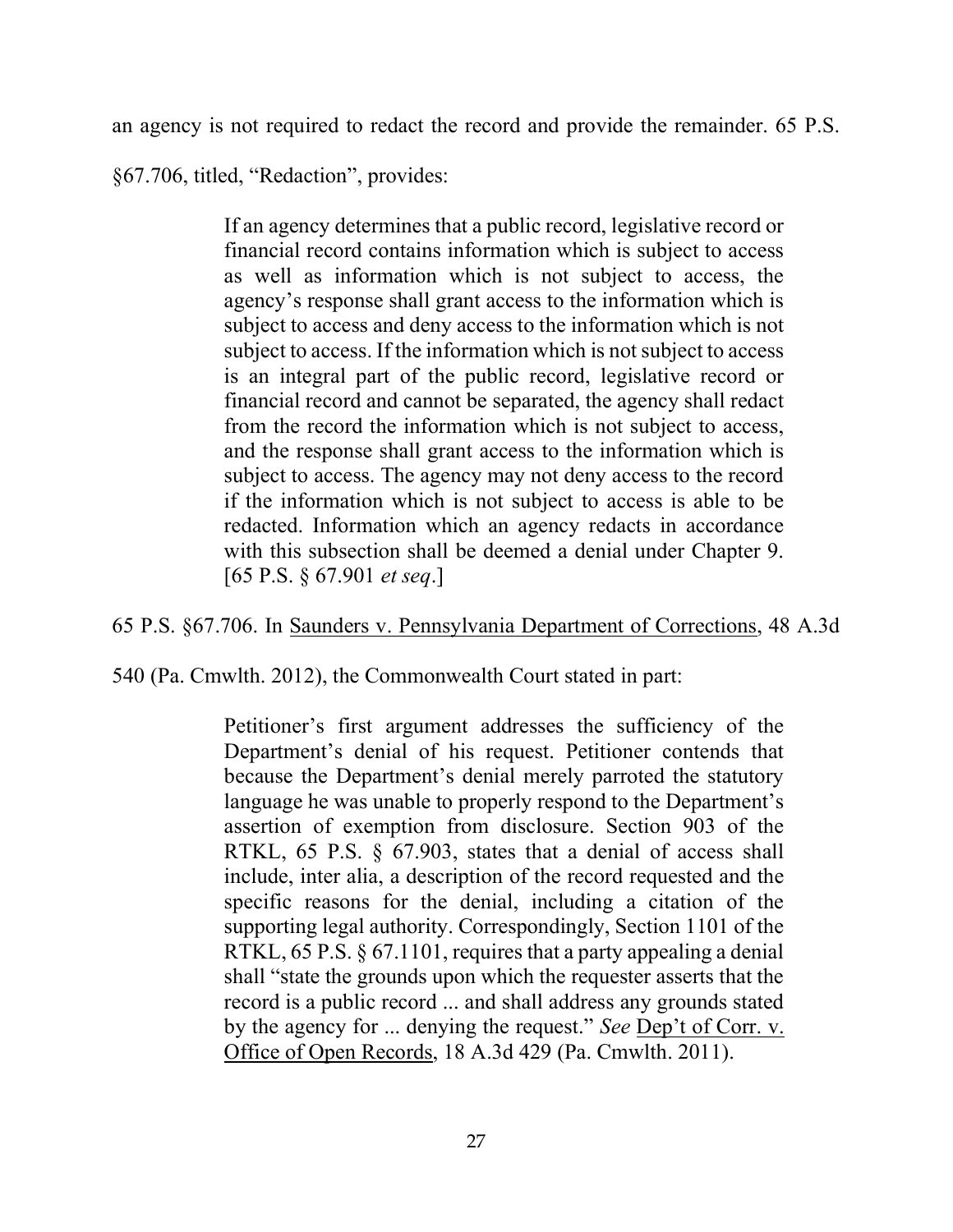an agency is not required to redact the record and provide the remainder. 65 P.S. §67.706, titled, "Redaction", provides:

> If an agency determines that a public record, legislative record or financial record contains information which is subject to access as well as information which is not subject to access, the agency's response shall grant access to the information which is subject to access and deny access to the information which is not subject to access. If the information which is not subject to access is an integral part of the public record, legislative record or financial record and cannot be separated, the agency shall redact from the record the information which is not subject to access, and the response shall grant access to the information which is subject to access. The agency may not deny access to the record if the information which is not subject to access is able to be redacted. Information which an agency redacts in accordance with this subsection shall be deemed a denial under Chapter 9. [65 P.S. § 67.901 *et seq*.]

65 P.S. §67.706. In Saunders v. Pennsylvania Department of Corrections, 48 A.3d 540 (Pa. Cmwlth. 2012), the Commonwealth Court stated in part:

> Petitioner's first argument addresses the sufficiency of the Department's denial of his request. Petitioner contends that because the Department's denial merely parroted the statutory language he was unable to properly respond to the Department's assertion of exemption from disclosure. Section 903 of the RTKL, 65 P.S. § 67.903, states that a denial of access shall include, inter alia, a description of the record requested and the specific reasons for the denial, including a citation of the supporting legal authority. Correspondingly, Section 1101 of the RTKL, 65 P.S. § 67.1101, requires that a party appealing a denial shall "state the grounds upon which the requester asserts that the record is a public record ... and shall address any grounds stated by the agency for ... denying the request." *See* Dep't of Corr. v. Office of Open Records, 18 A.3d 429 (Pa. Cmwlth. 2011).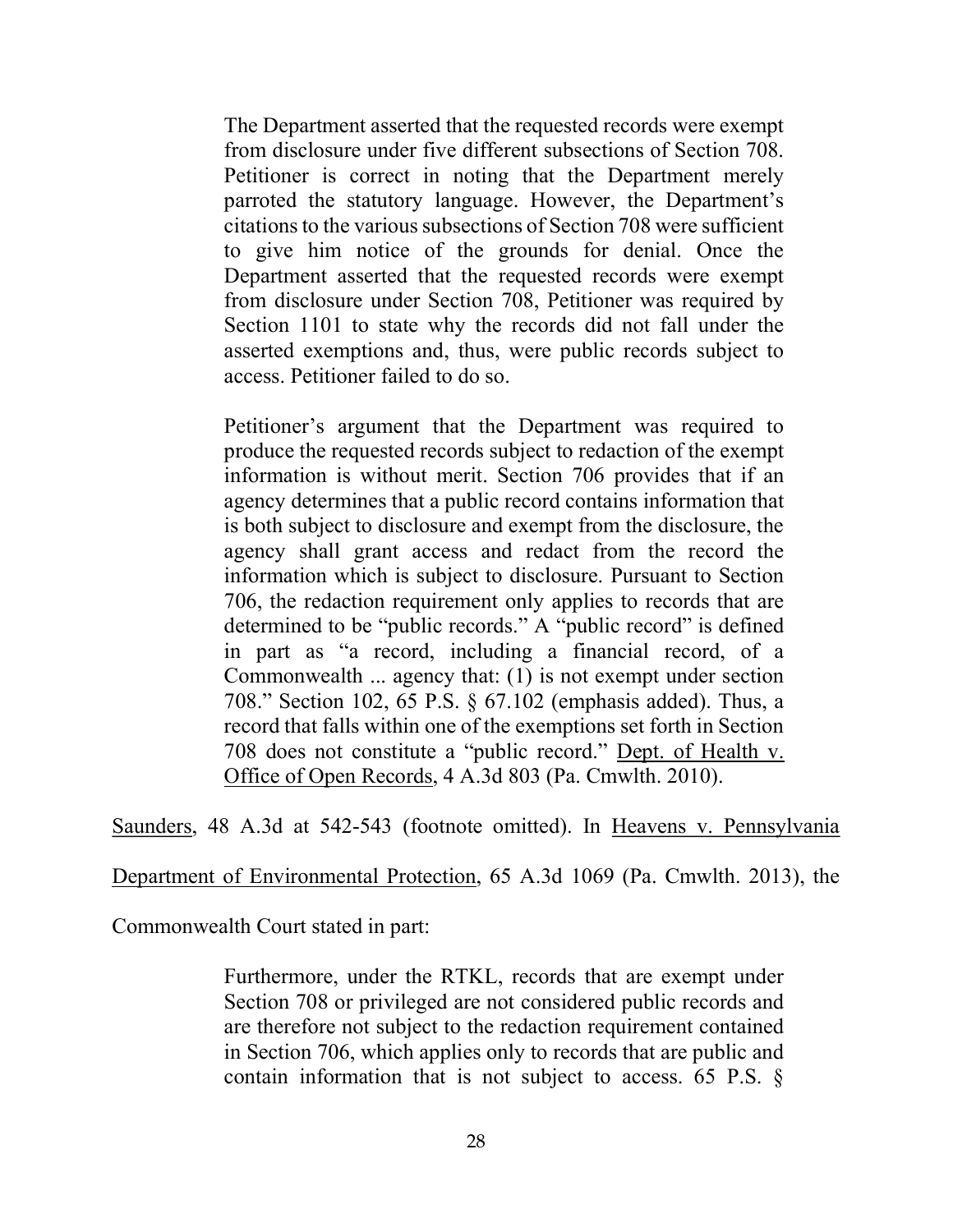> The Department asserted that the requested records were exempt from disclosure under five different subsections of Section 708. Petitioner is correct in noting that the Department merely parroted the statutory language. However, the Department's citations to the various subsections of Section 708 were sufficient to give him notice of the grounds for denial. Once the Department asserted that the requested records were exempt from disclosure under Section 708, Petitioner was required by Section 1101 to state why the records did not fall under the asserted exemptions and, thus, were public records subject to access. Petitioner failed to do so.
>
> Petitioner's argument that the Department was required to produce the requested records subject to redaction of the exempt information is without merit. Section 706 provides that if an agency determines that a public record contains information that is both subject to disclosure and exempt from the disclosure, the agency shall grant access and redact from the record the information which is subject to disclosure. Pursuant to Section 706, the redaction requirement only applies to records that are determined to be "public records." A "public record" is defined in part as "a record, including a financial record, of a Commonwealth ... agency that: (1) is not exempt under section 708." Section 102, 65 P.S. § 67.102 (emphasis added). Thus, a record that falls within one of the exemptions set forth in Section 708 does not constitute a "public record." <u>Dept. of Health v. Office of Open Records</u>, 4 A.3d 803 (Pa. Cmwlth. 2010).

<u>Saunders</u>, 48 A.3d at 542-543 (footnote omitted). In <u>Heavens v. Pennsylvania Department of Environmental Protection</u>, 65 A.3d 1069 (Pa. Cmwlth. 2013), the Commonwealth Court stated in part:

> Furthermore, under the RTKL, records that are exempt under Section 708 or privileged are not considered public records and are therefore not subject to the redaction requirement contained in Section 706, which applies only to records that are public and contain information that is not subject to access. 65 P.S. §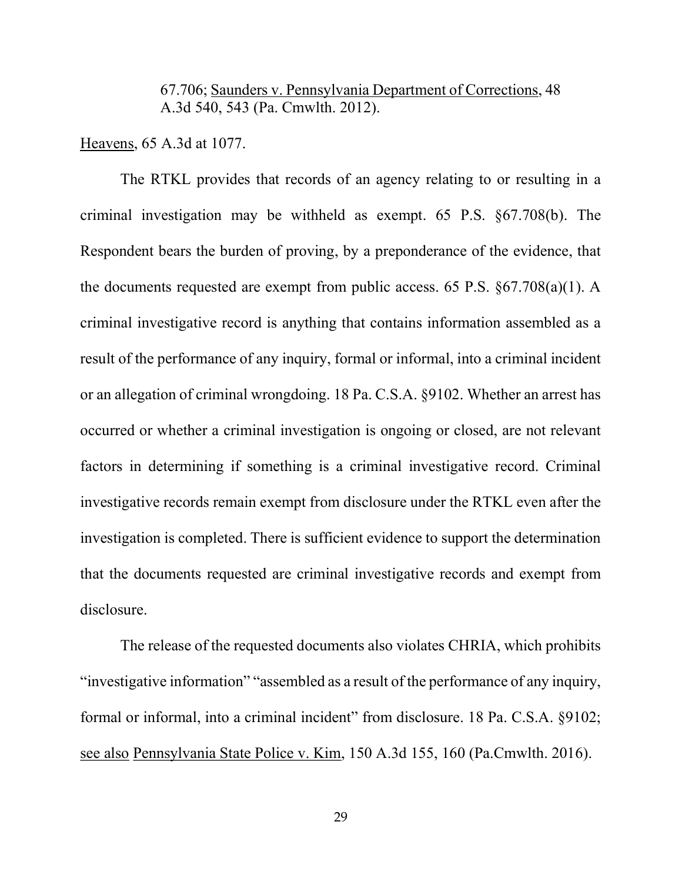> 67.706; Saunders v. Pennsylvania Department of Corrections, 48 A.3d 540, 543 (Pa. Cmwlth. 2012).

Heavens, 65 A.3d at 1077.

The RTKL provides that records of an agency relating to or resulting in a criminal investigation may be withheld as exempt. 65 P.S. §67.708(b). The Respondent bears the burden of proving, by a preponderance of the evidence, that the documents requested are exempt from public access. 65 P.S. §67.708(a)(1). A criminal investigative record is anything that contains information assembled as a result of the performance of any inquiry, formal or informal, into a criminal incident or an allegation of criminal wrongdoing. 18 Pa. C.S.A. §9102. Whether an arrest has occurred or whether a criminal investigation is ongoing or closed, are not relevant factors in determining if something is a criminal investigative record. Criminal investigative records remain exempt from disclosure under the RTKL even after the investigation is completed. There is sufficient evidence to support the determination that the documents requested are criminal investigative records and exempt from disclosure.

The release of the requested documents also violates CHRIA, which prohibits "investigative information" "assembled as a result of the performance of any inquiry, formal or informal, into a criminal incident" from disclosure. 18 Pa. C.S.A. §9102; see also Pennsylvania State Police v. Kim, 150 A.3d 155, 160 (Pa.Cmwlth. 2016).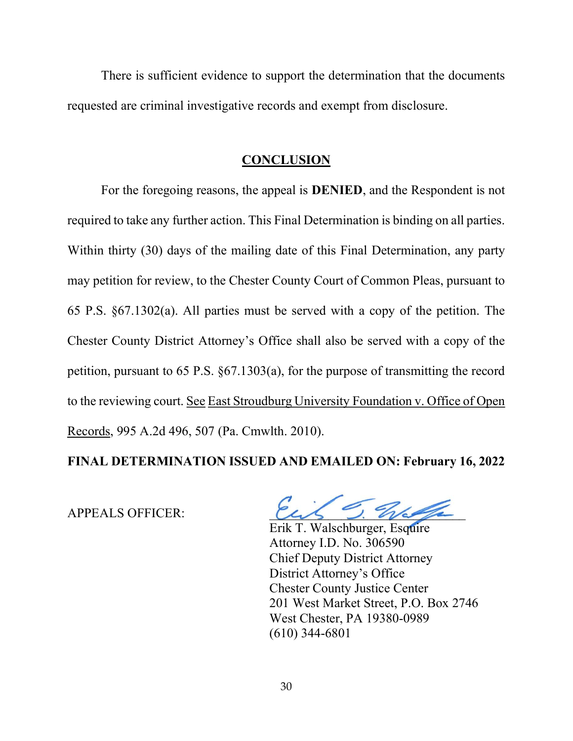There is sufficient evidence to support the determination that the documents requested are criminal investigative records and exempt from disclosure.

## CONCLUSION

For the foregoing reasons, the appeal is **DENIED**, and the Respondent is not required to take any further action. This Final Determination is binding on all parties. Within thirty (30) days of the mailing date of this Final Determination, any party may petition for review, to the Chester County Court of Common Pleas, pursuant to 65 P.S. §67.1302(a). All parties must be served with a copy of the petition. The Chester County District Attorney's Office shall also be served with a copy of the petition, pursuant to 65 P.S. §67.1303(a), for the purpose of transmitting the record to the reviewing court. See East Stroudburg University Foundation v. Office of Open Records, 995 A.2d 496, 507 (Pa. Cmwlth. 2010).

**FINAL DETERMINATION ISSUED AND EMAILED ON: February 16, 2022**

APPEALS OFFICER:

Erik T. Walschburger, Esquire
Attorney I.D. No. 306590
Chief Deputy District Attorney
District Attorney's Office
Chester County Justice Center
201 West Market Street, P.O. Box 2746
West Chester, PA 19380-0989
(610) 344-6801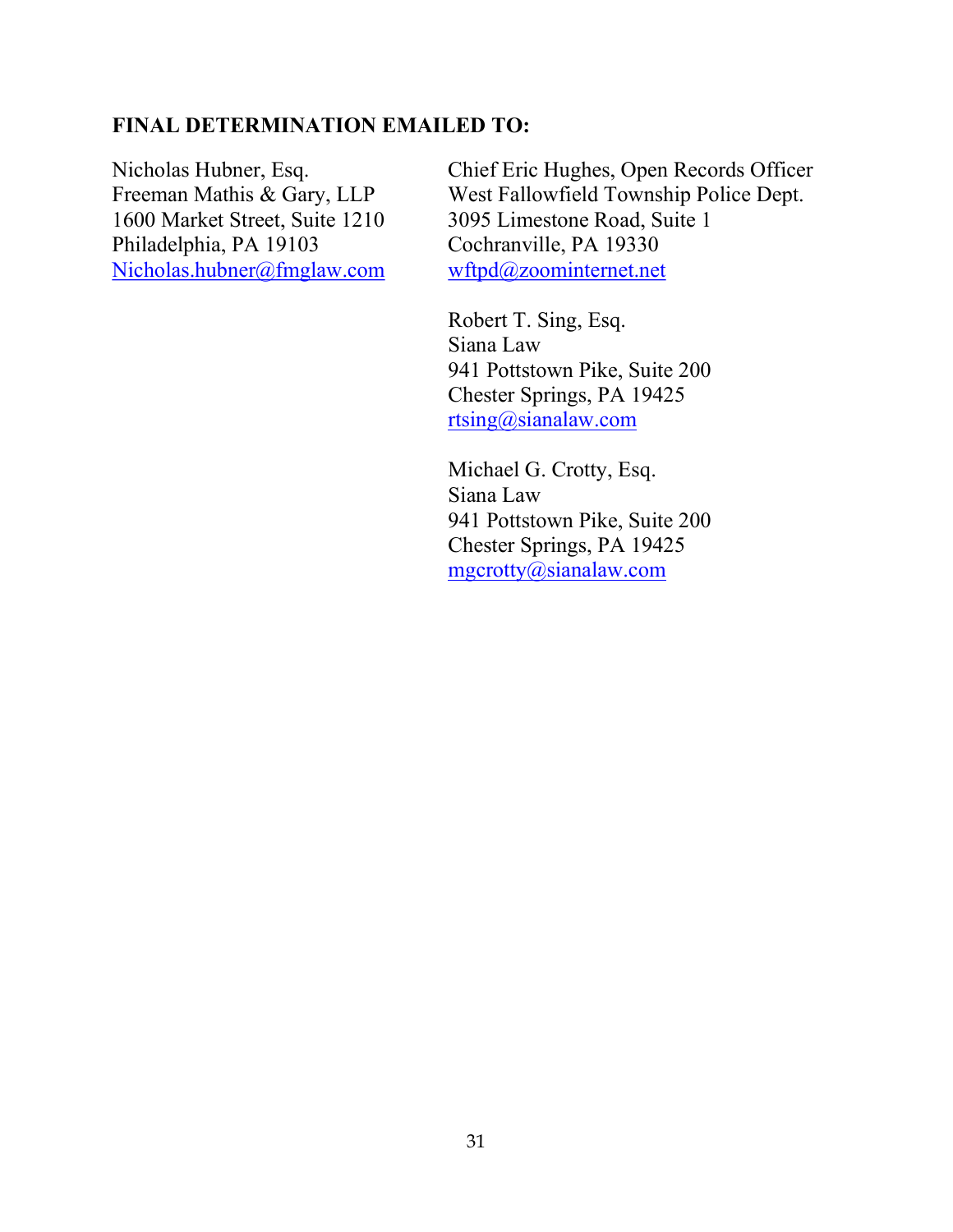**FINAL DETERMINATION EMAILED TO:**

Nicholas Hubner, Esq.
Freeman Mathis & Gary, LLP
1600 Market Street, Suite 1210
Philadelphia, PA 19103
Nicholas.hubner@fmglaw.com

Chief Eric Hughes, Open Records Officer
West Fallowfield Township Police Dept.
3095 Limestone Road, Suite 1
Cochranville, PA 19330
wftpd@zoominternet.net

Robert T. Sing, Esq.
Siana Law
941 Pottstown Pike, Suite 200
Chester Springs, PA 19425
rtsing@sianalaw.com

Michael G. Crotty, Esq.
Siana Law
941 Pottstown Pike, Suite 200
Chester Springs, PA 19425
mgcrotty@sianalaw.com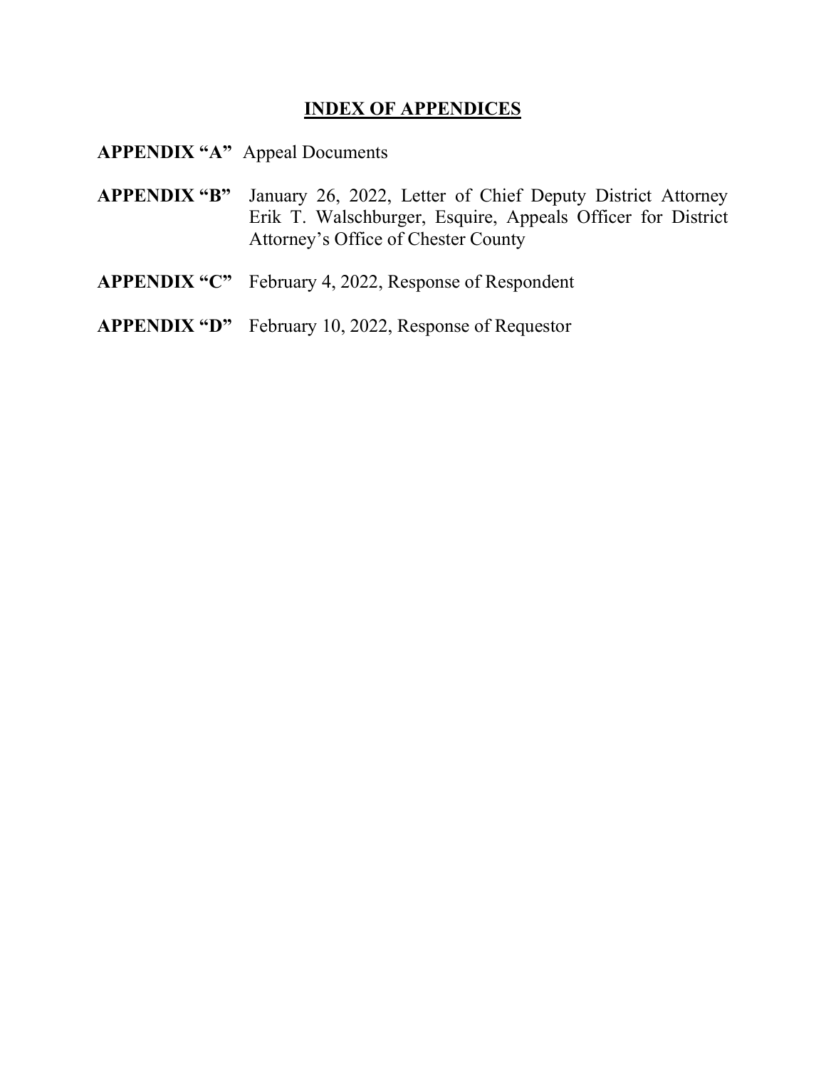# INDEX OF APPENDICES

**APPENDIX "A"** Appeal Documents

**APPENDIX "B"** January 26, 2022, Letter of Chief Deputy District Attorney Erik T. Walschburger, Esquire, Appeals Officer for District Attorney's Office of Chester County

**APPENDIX "C"** February 4, 2022, Response of Respondent

**APPENDIX "D"** February 10, 2022, Response of Requestor